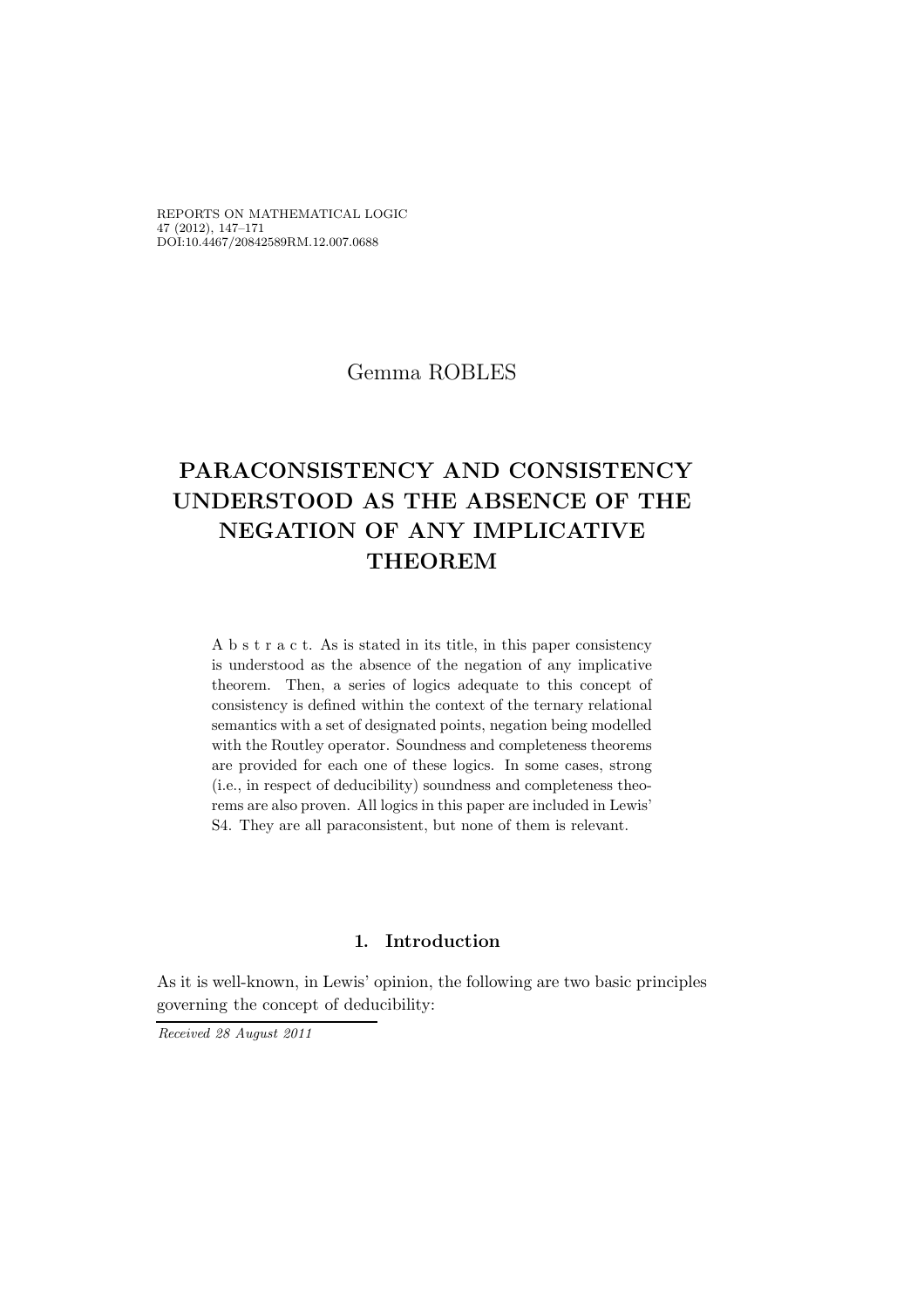REPORTS ON MATHEMATICAL LOGIC
47 (2012), 147–171
DOI:10.4467/20842589RM.12.007.0688

Gemma ROBLES

# PARACONSISTENCY AND CONSISTENCY UNDERSTOOD AS THE ABSENCE OF THE NEGATION OF ANY IMPLICATIVE THEOREM

A b s t r a c t. As is stated in its title, in this paper consistency is understood as the absence of the negation of any implicative theorem. Then, a series of logics adequate to this concept of consistency is defined within the context of the ternary relational semantics with a set of designated points, negation being modelled with the Routley operator. Soundness and completeness theorems are provided for each one of these logics. In some cases, strong (i.e., in respect of deducibility) soundness and completeness theorems are also proven. All logics in this paper are included in Lewis' S4. They are all paraconsistent, but none of them is relevant.

## 1. Introduction

As it is well-known, in Lewis' opinion, the following are two basic principles governing the concept of deducibility:

*Received 28 August 2011*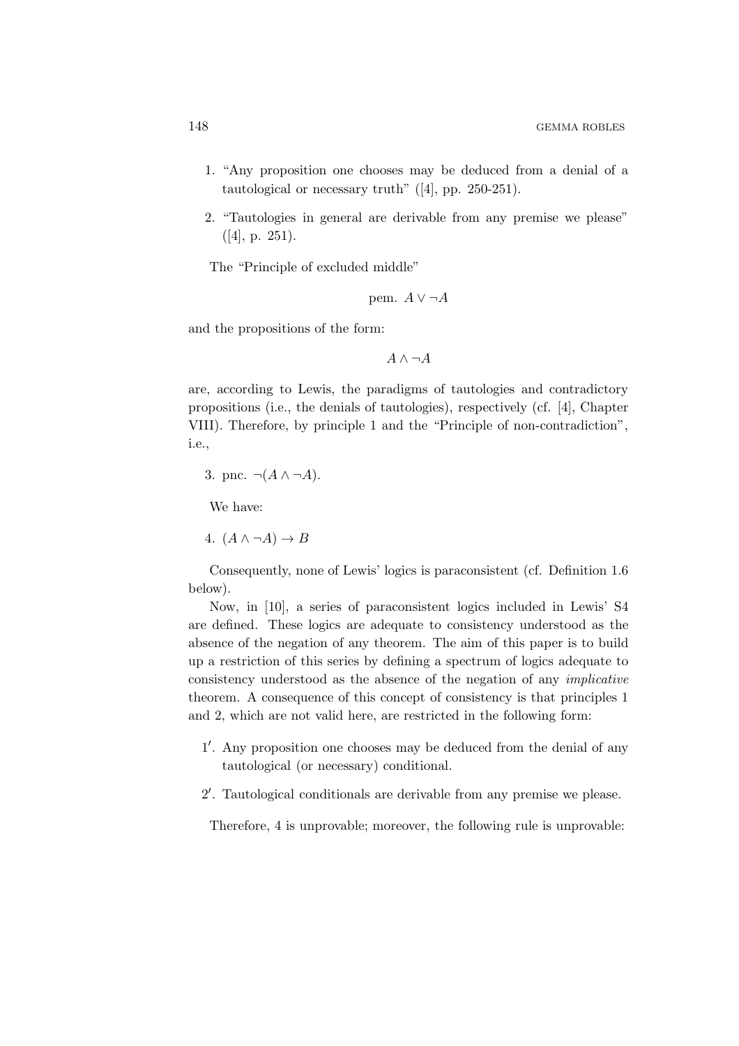1. "Any proposition one chooses may be deduced from a denial of a tautological or necessary truth" ([4], pp. 250-251).

2. "Tautologies in general are derivable from any premise we please" ([4], p. 251).

The "Principle of excluded middle"

$$\text{pem. } A \vee \neg A$$

and the propositions of the form:

$$A \wedge \neg A$$

are, according to Lewis, the paradigms of tautologies and contradictory propositions (i.e., the denials of tautologies), respectively (cf. [4], Chapter VIII). Therefore, by principle 1 and the "Principle of non-contradiction", i.e.,

3. pnc. $\neg(A \wedge \neg A)$.

We have:

4. $(A \wedge \neg A) \to B$

Consequently, none of Lewis' logics is paraconsistent (cf. Definition 1.6 below).

Now, in [10], a series of paraconsistent logics included in Lewis' S4 are defined. These logics are adequate to consistency understood as the absence of the negation of any theorem. The aim of this paper is to build up a restriction of this series by defining a spectrum of logics adequate to consistency understood as the absence of the negation of any *implicative* theorem. A consequence of this concept of consistency is that principles 1 and 2, which are not valid here, are restricted in the following form:

1′. Any proposition one chooses may be deduced from the denial of any tautological (or necessary) conditional.

2′. Tautological conditionals are derivable from any premise we please.

Therefore, 4 is unprovable; moreover, the following rule is unprovable: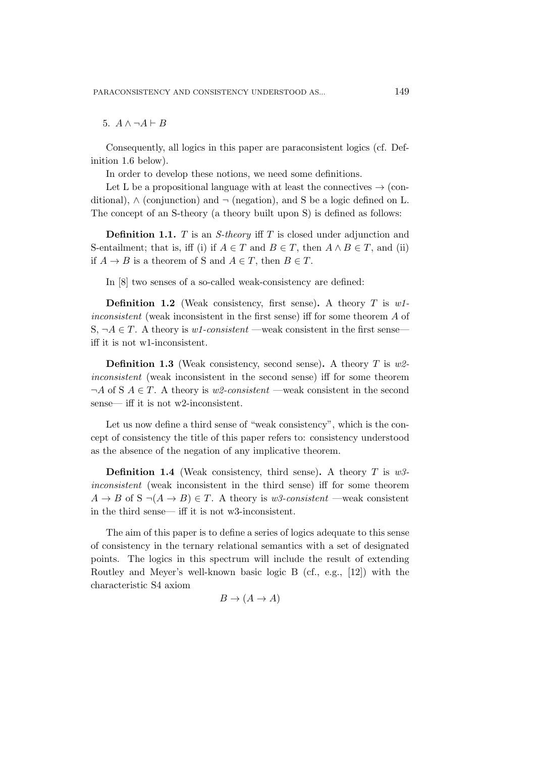5. $A \wedge \neg A \vdash B$

Consequently, all logics in this paper are paraconsistent logics (cf. Definition 1.6 below).

In order to develop these notions, we need some definitions.

Let L be a propositional language with at least the connectives $\rightarrow$ (conditional), $\wedge$ (conjunction) and $\neg$ (negation), and S be a logic defined on L. The concept of an S-theory (a theory built upon S) is defined as follows:

**Definition 1.1.** $T$ is an *S-theory* iff $T$ is closed under adjunction and S-entailment; that is, iff (i) if $A \in T$ and $B \in T$, then $A \wedge B \in T$, and (ii) if $A \rightarrow B$ is a theorem of S and $A \in T$, then $B \in T$.

In [8] two senses of a so-called weak-consistency are defined:

**Definition 1.2** (Weak consistency, first sense)**.** A theory $T$ is *w1-inconsistent* (weak inconsistent in the first sense) iff for some theorem $A$ of S, $\neg A \in T$. A theory is *w1-consistent* —weak consistent in the first sense— iff it is not w1-inconsistent.

**Definition 1.3** (Weak consistency, second sense)**.** A theory $T$ is *w2-inconsistent* (weak inconsistent in the second sense) iff for some theorem $\neg A$ of S $A \in T$. A theory is *w2-consistent* —weak consistent in the second sense— iff it is not w2-inconsistent.

Let us now define a third sense of "weak consistency", which is the concept of consistency the title of this paper refers to: consistency understood as the absence of the negation of any implicative theorem.

**Definition 1.4** (Weak consistency, third sense)**.** A theory $T$ is *w3-inconsistent* (weak inconsistent in the third sense) iff for some theorem $A \rightarrow B$ of S $\neg(A \rightarrow B) \in T$. A theory is *w3-consistent* —weak consistent in the third sense— iff it is not w3-inconsistent.

The aim of this paper is to define a series of logics adequate to this sense of consistency in the ternary relational semantics with a set of designated points. The logics in this spectrum will include the result of extending Routley and Meyer's well-known basic logic B (cf., e.g., [12]) with the characteristic S4 axiom

$$B \rightarrow (A \rightarrow A)$$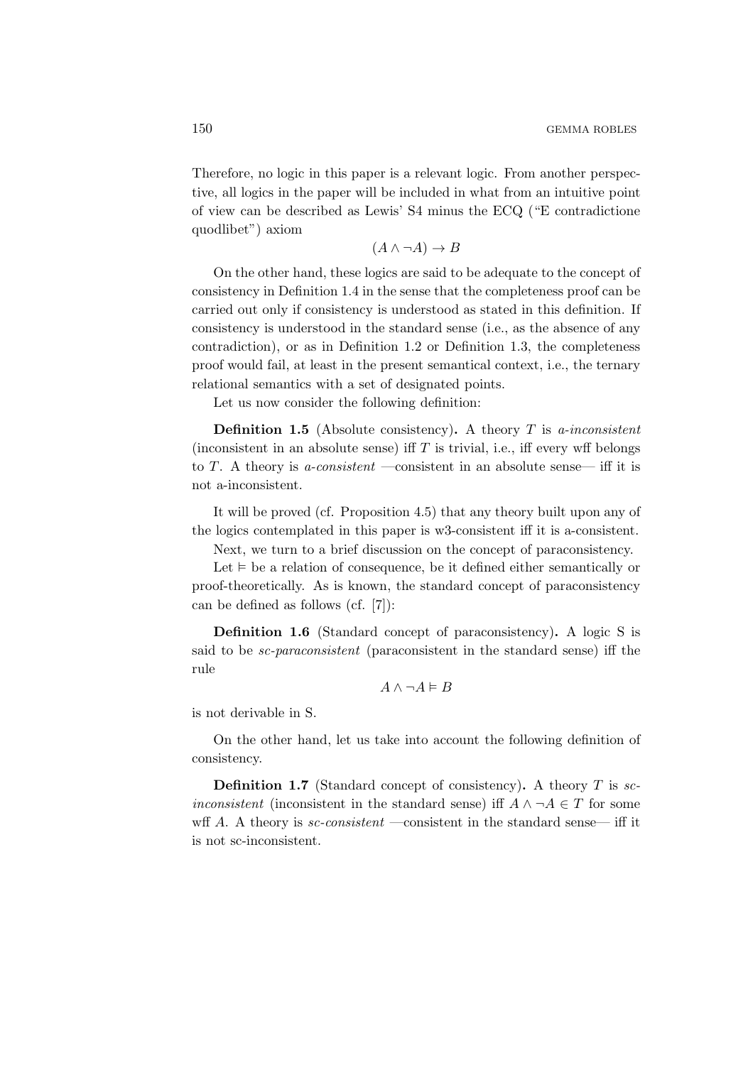Therefore, no logic in this paper is a relevant logic. From another perspective, all logics in the paper will be included in what from an intuitive point of view can be described as Lewis' S4 minus the ECQ ("E contradictione quodlibet") axiom

$$(A \wedge \neg A) \to B$$

On the other hand, these logics are said to be adequate to the concept of consistency in Definition 1.4 in the sense that the completeness proof can be carried out only if consistency is understood as stated in this definition. If consistency is understood in the standard sense (i.e., as the absence of any contradiction), or as in Definition 1.2 or Definition 1.3, the completeness proof would fail, at least in the present semantical context, i.e., the ternary relational semantics with a set of designated points.

Let us now consider the following definition:

**Definition 1.5** (Absolute consistency)**.** A theory $T$ is *a-inconsistent* (inconsistent in an absolute sense) iff $T$ is trivial, i.e., iff every wff belongs to $T$. A theory is *a-consistent* —consistent in an absolute sense— iff it is not a-inconsistent.

It will be proved (cf. Proposition 4.5) that any theory built upon any of the logics contemplated in this paper is w3-consistent iff it is a-consistent.

Next, we turn to a brief discussion on the concept of paraconsistency.

Let $\vDash$ be a relation of consequence, be it defined either semantically or proof-theoretically. As is known, the standard concept of paraconsistency can be defined as follows (cf. [7]):

**Definition 1.6** (Standard concept of paraconsistency)**.** A logic S is said to be *sc-paraconsistent* (paraconsistent in the standard sense) iff the rule

$$A \wedge \neg A \vDash B$$

is not derivable in S.

On the other hand, let us take into account the following definition of consistency.

**Definition 1.7** (Standard concept of consistency)**.** A theory $T$ is *sc-inconsistent* (inconsistent in the standard sense) iff $A \wedge \neg A \in T$ for some wff $A$. A theory is *sc-consistent* —consistent in the standard sense— iff it is not sc-inconsistent.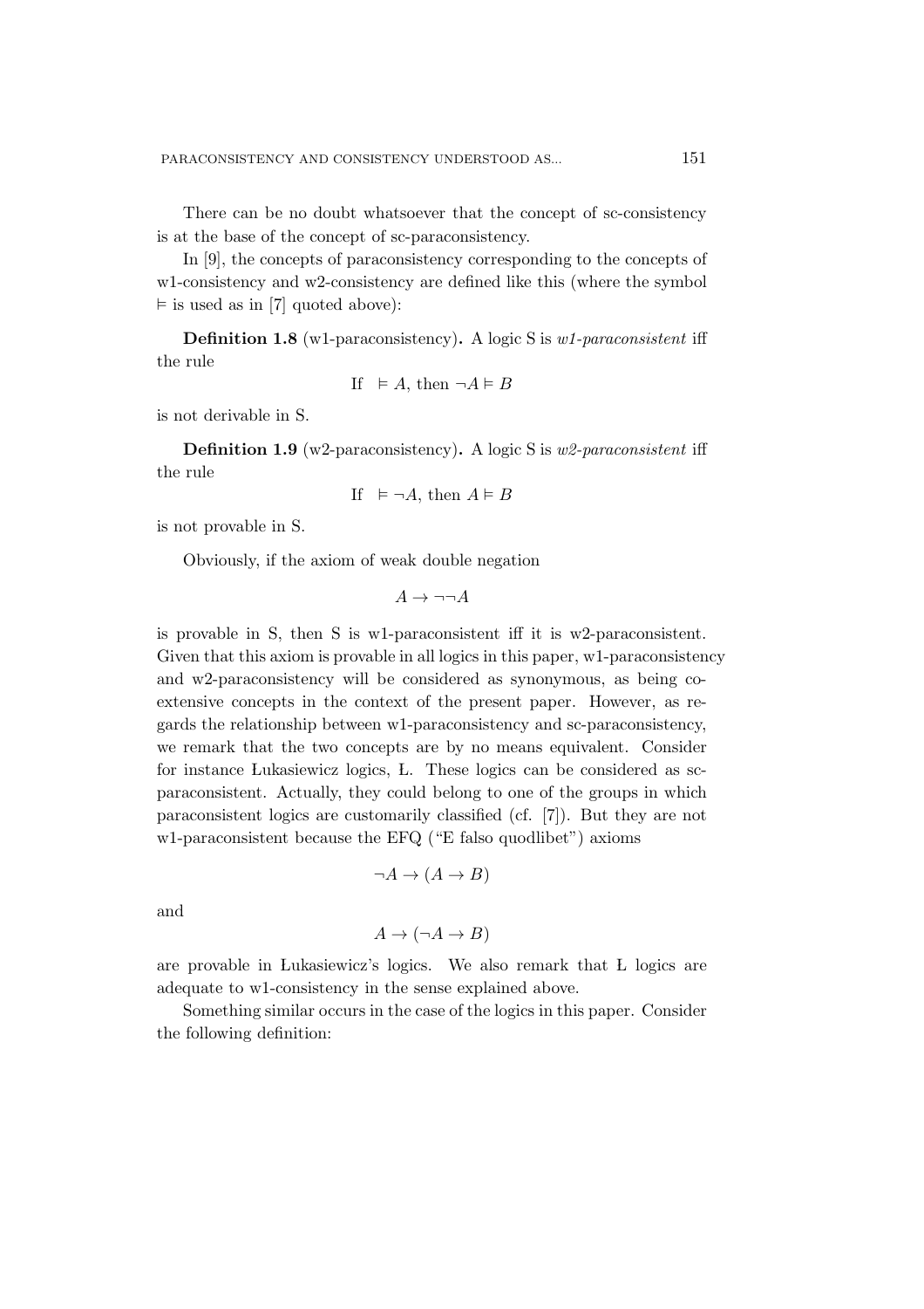There can be no doubt whatsoever that the concept of sc-consistency is at the base of the concept of sc-paraconsistency.

In [9], the concepts of paraconsistency corresponding to the concepts of w1-consistency and w2-consistency are defined like this (where the symbol $\vDash$ is used as in [7] quoted above):

**Definition 1.8** (w1-paraconsistency)**.** A logic S is *w1-paraconsistent* iff the rule

$$\text{If } \ \vDash A, \text{ then } \neg A \vDash B$$

is not derivable in S.

**Definition 1.9** (w2-paraconsistency)**.** A logic S is *w2-paraconsistent* iff the rule

$$\text{If } \ \vDash \neg A, \text{ then } A \vDash B$$

is not provable in S.

Obviously, if the axiom of weak double negation

$$A \to \neg\neg A$$

is provable in S, then S is w1-paraconsistent iff it is w2-paraconsistent. Given that this axiom is provable in all logics in this paper, w1-paraconsistency and w2-paraconsistency will be considered as synonymous, as being coextensive concepts in the context of the present paper. However, as regards the relationship between w1-paraconsistency and sc-paraconsistency, we remark that the two concepts are by no means equivalent. Consider for instance Łukasiewicz logics, Ł. These logics can be considered as sc-paraconsistent. Actually, they could belong to one of the groups in which paraconsistent logics are customarily classified (cf. [7]). But they are not w1-paraconsistent because the EFQ ("E falso quodlibet") axioms

$$\neg A \to (A \to B)$$

and

$$A \to (\neg A \to B)$$

are provable in Łukasiewicz's logics. We also remark that Ł logics are adequate to w1-consistency in the sense explained above.

Something similar occurs in the case of the logics in this paper. Consider the following definition: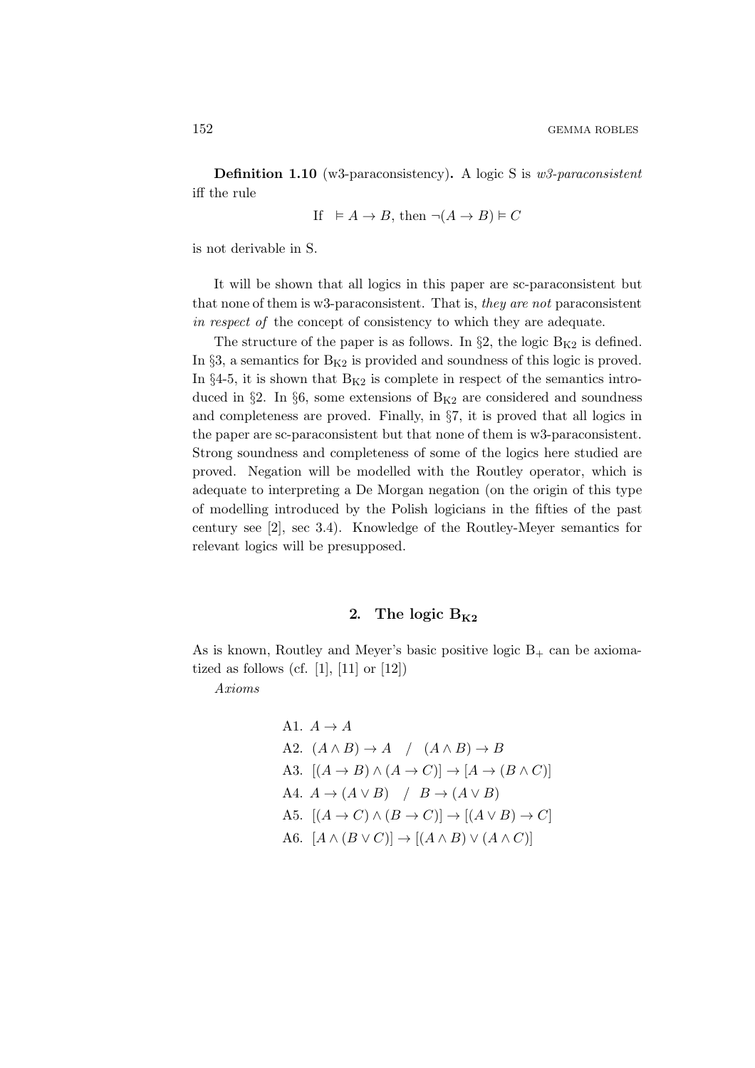**Definition 1.10** (w3-paraconsistency)**.** A logic S is *w3-paraconsistent* iff the rule

$$\text{If } \vDash A \to B, \text{ then } \neg(A \to B) \vDash C$$

is not derivable in S.

It will be shown that all logics in this paper are sc-paraconsistent but that none of them is w3-paraconsistent. That is, *they are not* paraconsistent *in respect of* the concept of consistency to which they are adequate.

The structure of the paper is as follows. In §2, the logic $\mathrm{B_{K2}}$ is defined. In §3, a semantics for $\mathrm{B_{K2}}$ is provided and soundness of this logic is proved. In §4-5, it is shown that $\mathrm{B_{K2}}$ is complete in respect of the semantics introduced in §2. In §6, some extensions of $\mathrm{B_{K2}}$ are considered and soundness and completeness are proved. Finally, in §7, it is proved that all logics in the paper are sc-paraconsistent but that none of them is w3-paraconsistent. Strong soundness and completeness of some of the logics here studied are proved. Negation will be modelled with the Routley operator, which is adequate to interpreting a De Morgan negation (on the origin of this type of modelling introduced by the Polish logicians in the fifties of the past century see [2], sec 3.4). Knowledge of the Routley-Meyer semantics for relevant logics will be presupposed.

## 2. The logic $\mathbf{B_{K2}}$

As is known, Routley and Meyer's basic positive logic $\mathrm{B}_+$ can be axiomatized as follows (cf. [1], [11] or [12])

*Axioms*

A1. $A \to A$

A2. $(A \wedge B) \to A \quad / \quad (A \wedge B) \to B$

A3. $[(A \to B) \wedge (A \to C)] \to [A \to (B \wedge C)]$

A4. $A \to (A \vee B) \quad / \quad B \to (A \vee B)$

A5. $[(A \to C) \wedge (B \to C)] \to [(A \vee B) \to C]$

A6. $[A \wedge (B \vee C)] \to [(A \wedge B) \vee (A \wedge C)]$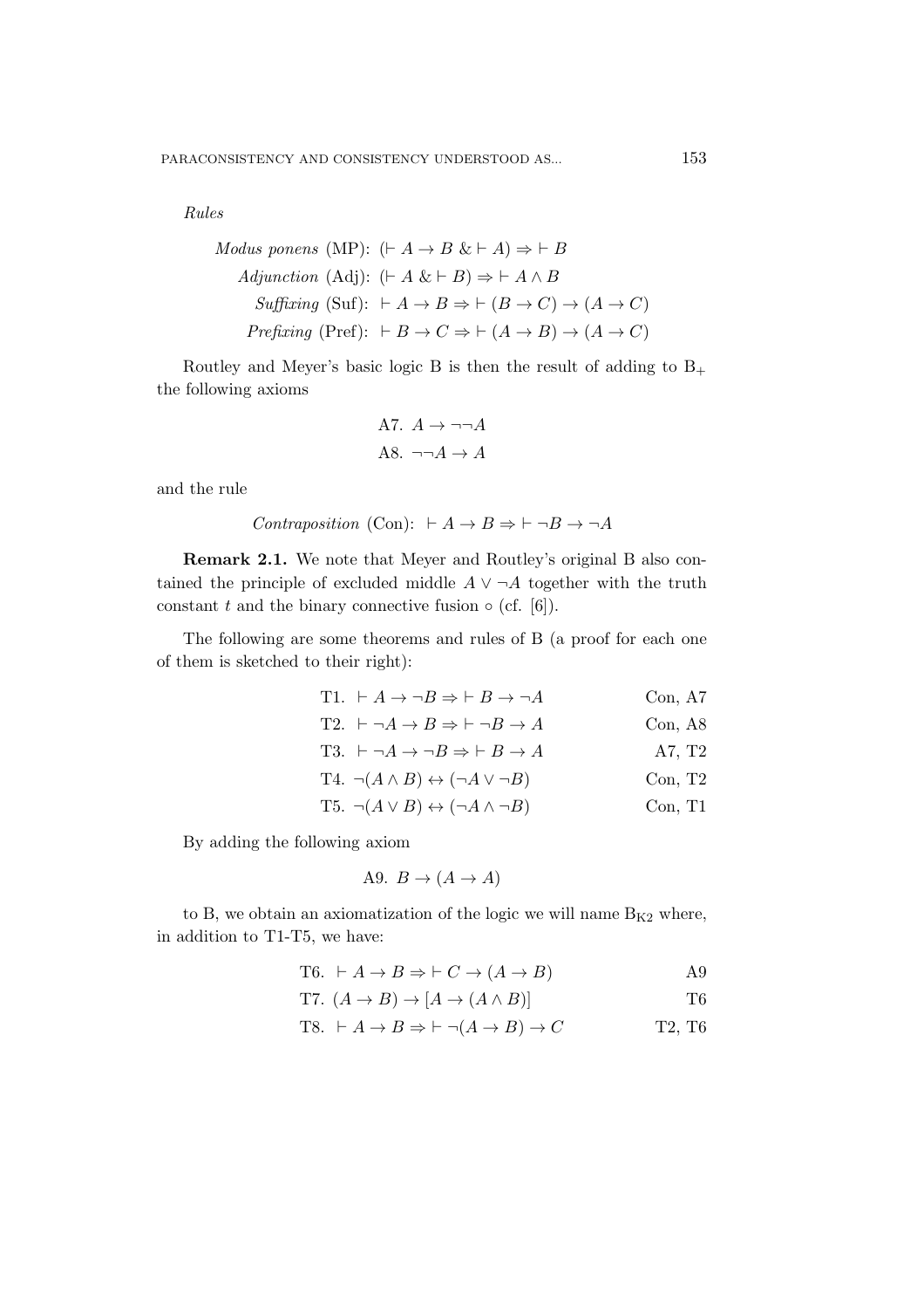*Rules*

*Modus ponens* (MP): $(\vdash A \to B \;\&\vdash A) \Rightarrow \vdash B$

*Adjunction* (Adj): $(\vdash A \;\&\vdash B) \Rightarrow \vdash A \wedge B$

*Suffixing* (Suf): $\vdash A \to B \Rightarrow \vdash (B \to C) \to (A \to C)$

*Prefixing* (Pref): $\vdash B \to C \Rightarrow \vdash (A \to B) \to (A \to C)$

Routley and Meyer's basic logic B is then the result of adding to $B_+$ the following axioms

A7. $A \to \neg\neg A$

A8. $\neg\neg A \to A$

and the rule

*Contraposition* (Con): $\vdash A \to B \Rightarrow \vdash \neg B \to \neg A$

**Remark 2.1.** We note that Meyer and Routley's original B also contained the principle of excluded middle $A \vee \neg A$ together with the truth constant $t$ and the binary connective fusion $\circ$ (cf. [6]).

The following are some theorems and rules of B (a proof for each one of them is sketched to their right):

| | |
|---|---|
| T1. $\vdash A \to \neg B \Rightarrow \vdash B \to \neg A$ | Con, A7 |
| T2. $\vdash \neg A \to B \Rightarrow \vdash \neg B \to A$ | Con, A8 |
| T3. $\vdash \neg A \to \neg B \Rightarrow \vdash B \to A$ | A7, T2 |
| T4. $\neg(A \wedge B) \leftrightarrow (\neg A \vee \neg B)$ | Con, T2 |
| T5. $\neg(A \vee B) \leftrightarrow (\neg A \wedge \neg B)$ | Con, T1 |

By adding the following axiom

A9. $B \to (A \to A)$

to B, we obtain an axiomatization of the logic we will name $B_{K2}$ where, in addition to T1-T5, we have:

| | |
|---|---|
| T6. $\vdash A \to B \Rightarrow \vdash C \to (A \to B)$ | A9 |
| T7. $(A \to B) \to [A \to (A \wedge B)]$ | T6 |
| T8. $\vdash A \to B \Rightarrow \vdash \neg(A \to B) \to C$ | T2, T6 |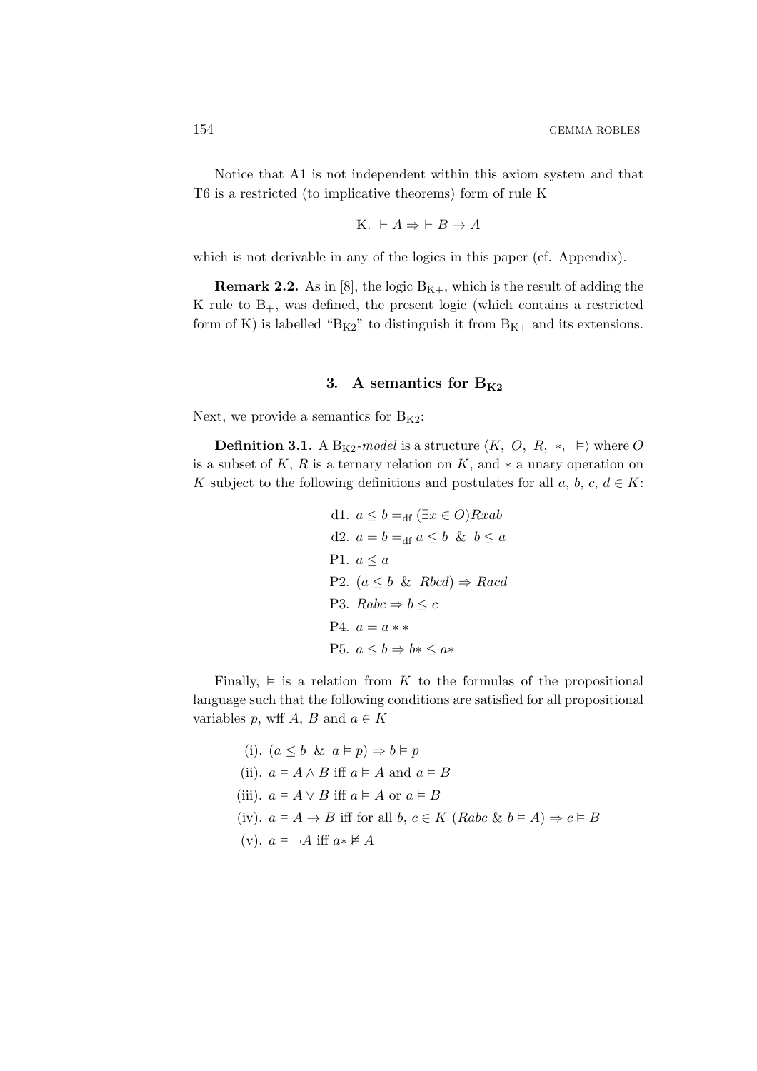Notice that A1 is not independent within this axiom system and that T6 is a restricted (to implicative theorems) form of rule K

$$\text{K. } \vdash A \Rightarrow \vdash B \to A$$

which is not derivable in any of the logics in this paper (cf. Appendix).

**Remark 2.2.** As in [8], the logic $B_{K+}$, which is the result of adding the K rule to $B_+$, was defined, the present logic (which contains a restricted form of K) is labelled "$B_{K2}$" to distinguish it from $B_{K+}$ and its extensions.

## 3. A semantics for $B_{K2}$

Next, we provide a semantics for $B_{K2}$:

**Definition 3.1.** A $B_{K2}$-*model* is a structure $\langle K, O, R, *, \vDash\rangle$ where $O$ is a subset of $K$, $R$ is a ternary relation on $K$, and $*$ a unary operation on $K$ subject to the following definitions and postulates for all $a, b, c, d \in K$:

d1. $a \leq b =_{\text{df}} (\exists x \in O)Rxab$

d2. $a = b =_{\text{df}} a \leq b \;\&\; b \leq a$

P1. $a \leq a$

P2. $(a \leq b \;\&\; Rbcd) \Rightarrow Racd$

P3. $Rabc \Rightarrow b \leq c$

P4. $a = a{*}{*}$

P5. $a \leq b \Rightarrow b{*} \leq a{*}$

Finally, $\vDash$ is a relation from $K$ to the formulas of the propositional language such that the following conditions are satisfied for all propositional variables $p$, wff $A$, $B$ and $a \in K$

(i). $(a \leq b \;\&\; a \vDash p) \Rightarrow b \vDash p$

(ii). $a \vDash A \wedge B$ iff $a \vDash A$ and $a \vDash B$

(iii). $a \vDash A \vee B$ iff $a \vDash A$ or $a \vDash B$

(iv). $a \vDash A \to B$ iff for all $b, c \in K$ $(Rabc \;\&\; b \vDash A) \Rightarrow c \vDash B$

(v). $a \vDash \neg A$ iff $a{*} \nvDash A$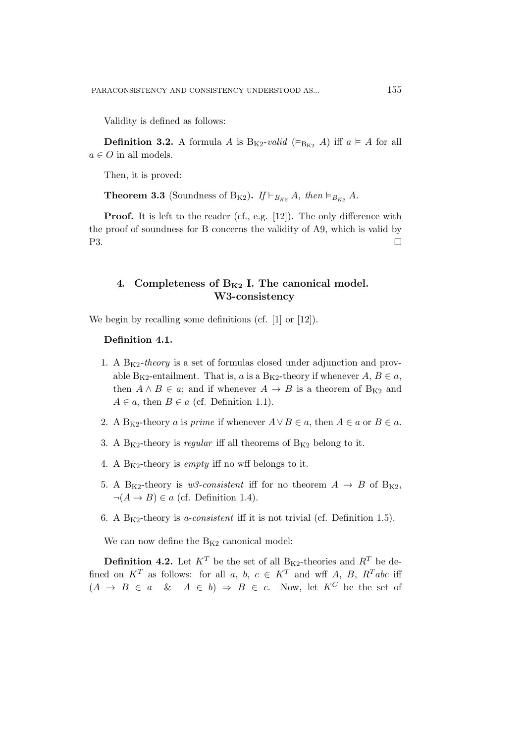Validity is defined as follows:

**Definition 3.2.** A formula $A$ is $\mathrm{B_{K2}}$-*valid* ($\vDash_{\mathrm{B_{K2}}} A$) iff $a \vDash A$ for all $a \in O$ in all models.

Then, it is proved:

**Theorem 3.3** (Soundness of $\mathrm{B_{K2}}$)**.** *If* $\vdash_{B_{K2}} A$*, then* $\vDash_{B_{K2}} A$.

**Proof.** It is left to the reader (cf., e.g. [12]). The only difference with the proof of soundness for B concerns the validity of A9, which is valid by P3. □

## 4. Completeness of $\mathbf{B_{K2}}$ I. The canonical model. W3-consistency

We begin by recalling some definitions (cf. [1] or [12]).

**Definition 4.1.**

1. A $\mathrm{B_{K2}}$-*theory* is a set of formulas closed under adjunction and provable $\mathrm{B_{K2}}$-entailment. That is, $a$ is a $\mathrm{B_{K2}}$-theory if whenever $A, B \in a$, then $A \wedge B \in a$; and if whenever $A \to B$ is a theorem of $\mathrm{B_{K2}}$ and $A \in a$, then $B \in a$ (cf. Definition 1.1).
2. A $\mathrm{B_{K2}}$-theory $a$ is *prime* if whenever $A \vee B \in a$, then $A \in a$ or $B \in a$.
3. A $\mathrm{B_{K2}}$-theory is *regular* iff all theorems of $\mathrm{B_{K2}}$ belong to it.
4. A $\mathrm{B_{K2}}$-theory is *empty* iff no wff belongs to it.
5. A $\mathrm{B_{K2}}$-theory is *w3-consistent* iff for no theorem $A \to B$ of $\mathrm{B_{K2}}$, $\neg(A \to B) \in a$ (cf. Definition 1.4).
6. A $\mathrm{B_{K2}}$-theory is *a-consistent* iff it is not trivial (cf. Definition 1.5).

We can now define the $\mathrm{B_{K2}}$ canonical model:

**Definition 4.2.** Let $K^T$ be the set of all $\mathrm{B_{K2}}$-theories and $R^T$ be defined on $K^T$ as follows: for all $a$, $b$, $c \in K^T$ and wff $A$, $B$, $R^T abc$ iff $(A \to B \in a \quad \& \quad A \in b) \Rightarrow B \in c$. Now, let $K^C$ be the set of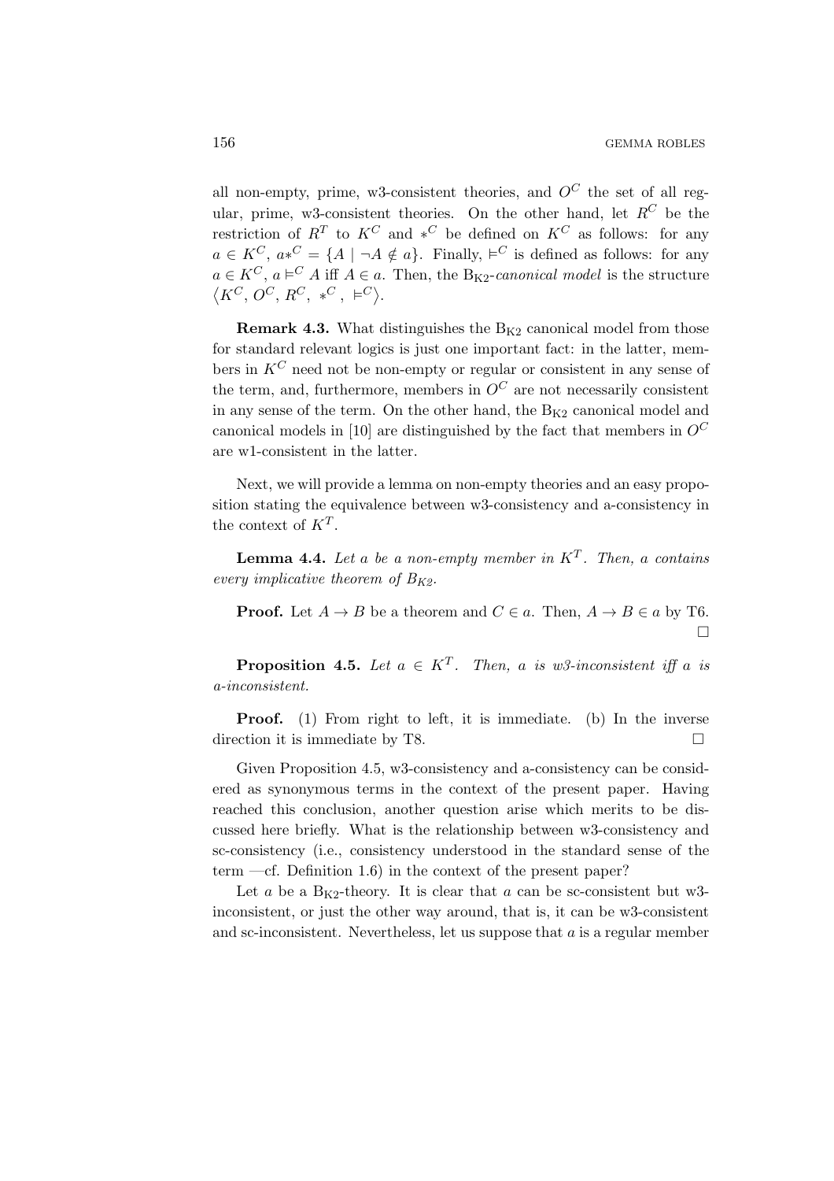all non-empty, prime, w3-consistent theories, and $O^C$ the set of all regular, prime, w3-consistent theories. On the other hand, let $R^C$ be the restriction of $R^T$ to $K^C$ and $*^C$ be defined on $K^C$ as follows: for any $a \in K^C$, $a*^C = \{A \mid \neg A \notin a\}$. Finally, $\vDash^C$ is defined as follows: for any $a \in K^C$, $a \vDash^C A$ iff $A \in a$. Then, the $\mathrm{B_{K2}}$-*canonical model* is the structure $\langle K^C, O^C, R^C, *^C, \vDash^C \rangle$.

**Remark 4.3.** What distinguishes the $\mathrm{B_{K2}}$ canonical model from those for standard relevant logics is just one important fact: in the latter, members in $K^C$ need not be non-empty or regular or consistent in any sense of the term, and, furthermore, members in $O^C$ are not necessarily consistent in any sense of the term. On the other hand, the $\mathrm{B_{K2}}$ canonical model and canonical models in [10] are distinguished by the fact that members in $O^C$ are w1-consistent in the latter.

Next, we will provide a lemma on non-empty theories and an easy proposition stating the equivalence between w3-consistency and a-consistency in the context of $K^T$.

**Lemma 4.4.** *Let a be a non-empty member in $K^T$. Then, a contains every implicative theorem of $B_{K2}$.*

**Proof.** Let $A \rightarrow B$ be a theorem and $C \in a$. Then, $A \rightarrow B \in a$ by T6. □

**Proposition 4.5.** *Let $a \in K^T$. Then, a is w3-inconsistent iff a is a-inconsistent.*

**Proof.** (1) From right to left, it is immediate. (b) In the inverse direction it is immediate by T8. □

Given Proposition 4.5, w3-consistency and a-consistency can be considered as synonymous terms in the context of the present paper. Having reached this conclusion, another question arise which merits to be discussed here briefly. What is the relationship between w3-consistency and sc-consistency (i.e., consistency understood in the standard sense of the term —cf. Definition 1.6) in the context of the present paper?

Let $a$ be a $\mathrm{B_{K2}}$-theory. It is clear that $a$ can be sc-consistent but w3-inconsistent, or just the other way around, that is, it can be w3-consistent and sc-inconsistent. Nevertheless, let us suppose that $a$ is a regular member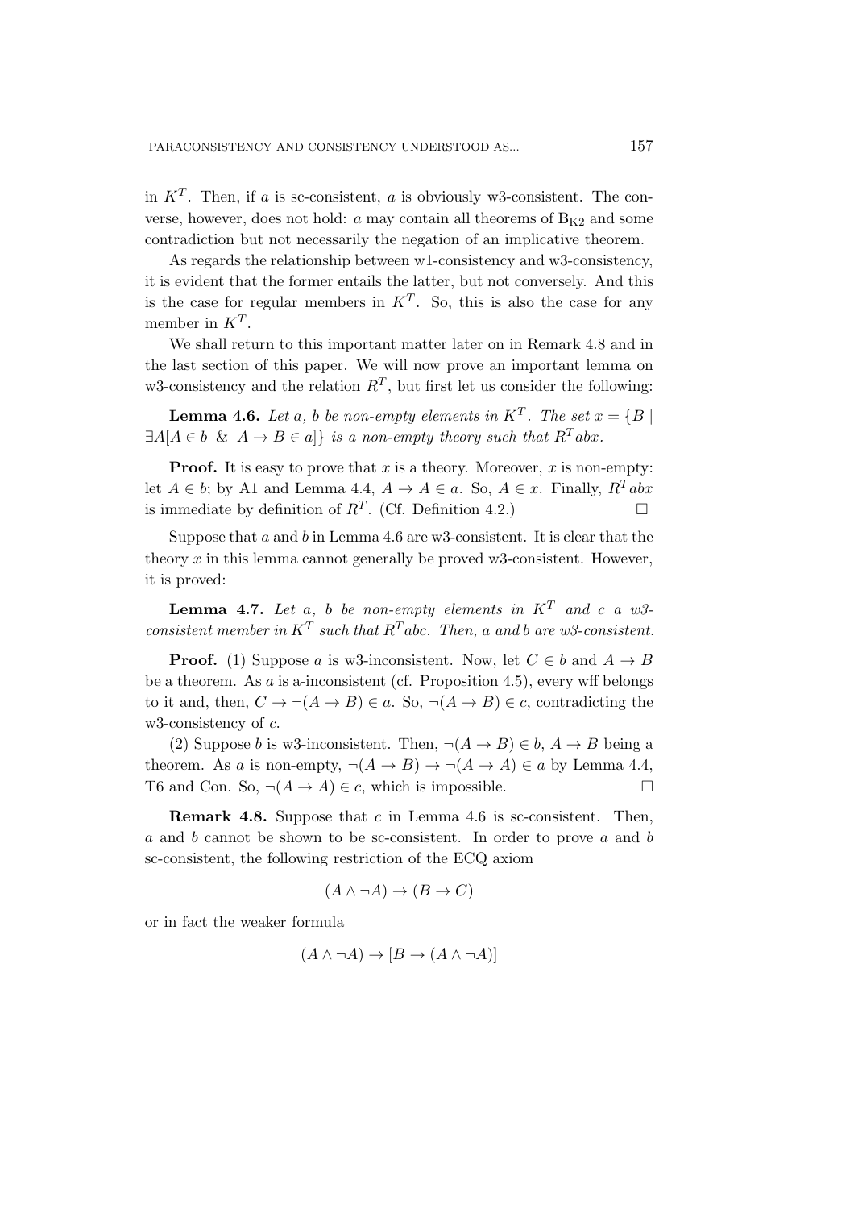in $K^T$. Then, if $a$ is sc-consistent, $a$ is obviously w3-consistent. The converse, however, does not hold: $a$ may contain all theorems of $B_{K2}$ and some contradiction but not necessarily the negation of an implicative theorem.

As regards the relationship between w1-consistency and w3-consistency, it is evident that the former entails the latter, but not conversely. And this is the case for regular members in $K^T$. So, this is also the case for any member in $K^T$.

We shall return to this important matter later on in Remark 4.8 and in the last section of this paper. We will now prove an important lemma on w3-consistency and the relation $R^T$, but first let us consider the following:

**Lemma 4.6.** *Let $a$, $b$ be non-empty elements in $K^T$. The set $x = \{B \mid \exists A[A \in b \ \& \ A \to B \in a]\}$ is a non-empty theory such that $R^T abx$.*

**Proof.** It is easy to prove that $x$ is a theory. Moreover, $x$ is non-empty: let $A \in b$; by A1 and Lemma 4.4, $A \to A \in a$. So, $A \in x$. Finally, $R^T abx$ is immediate by definition of $R^T$. (Cf. Definition 4.2.) $\square$

Suppose that $a$ and $b$ in Lemma 4.6 are w3-consistent. It is clear that the theory $x$ in this lemma cannot generally be proved w3-consistent. However, it is proved:

**Lemma 4.7.** *Let $a$, $b$ be non-empty elements in $K^T$ and $c$ a w3-consistent member in $K^T$ such that $R^T abc$. Then, $a$ and $b$ are w3-consistent.*

**Proof.** (1) Suppose $a$ is w3-inconsistent. Now, let $C \in b$ and $A \to B$ be a theorem. As $a$ is a-inconsistent (cf. Proposition 4.5), every wff belongs to it and, then, $C \to \neg(A \to B) \in a$. So, $\neg(A \to B) \in c$, contradicting the w3-consistency of $c$.

(2) Suppose $b$ is w3-inconsistent. Then, $\neg(A \to B) \in b$, $A \to B$ being a theorem. As $a$ is non-empty, $\neg(A \to B) \to \neg(A \to A) \in a$ by Lemma 4.4, T6 and Con. So, $\neg(A \to A) \in c$, which is impossible. $\square$

**Remark 4.8.** Suppose that $c$ in Lemma 4.6 is sc-consistent. Then, $a$ and $b$ cannot be shown to be sc-consistent. In order to prove $a$ and $b$ sc-consistent, the following restriction of the ECQ axiom

$$(A \wedge \neg A) \to (B \to C)$$

or in fact the weaker formula

$$(A \wedge \neg A) \to [B \to (A \wedge \neg A)]$$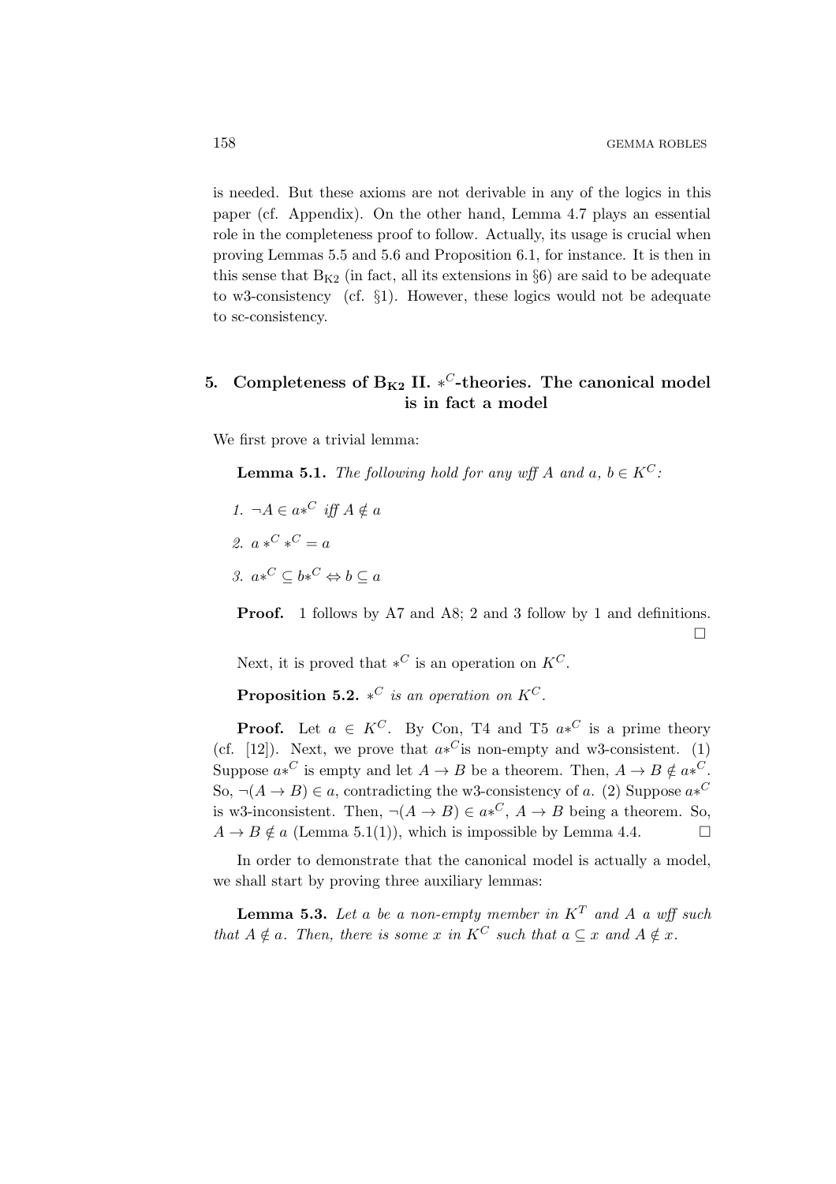is needed. But these axioms are not derivable in any of the logics in this paper (cf. Appendix). On the other hand, Lemma 4.7 plays an essential role in the completeness proof to follow. Actually, its usage is crucial when proving Lemmas 5.5 and 5.6 and Proposition 6.1, for instance. It is then in this sense that $B_{K2}$ (in fact, all its extensions in §6) are said to be adequate to w3-consistency (cf. §1). However, these logics would not be adequate to sc-consistency.

## 5. Completeness of $B_{K2}$ II. $*^C$-theories. The canonical model is in fact a model

We first prove a trivial lemma:

**Lemma 5.1.** *The following hold for any wff $A$ and $a$, $b \in K^C$:*

1. $\neg A \in a*^C$ *iff* $A \notin a$
2. $a *^C *^C = a$
3. $a*^C \subseteq b*^C \Leftrightarrow b \subseteq a$

**Proof.** 1 follows by A7 and A8; 2 and 3 follow by 1 and definitions. □

Next, it is proved that $*^C$ is an operation on $K^C$.

**Proposition 5.2.** *$*^C$ is an operation on $K^C$.*

**Proof.** Let $a \in K^C$. By Con, T4 and T5 $a*^C$ is a prime theory (cf. [12]). Next, we prove that $a*^C$is non-empty and w3-consistent. (1) Suppose $a*^C$ is empty and let $A \to B$ be a theorem. Then, $A \to B \notin a*^C$. So, $\neg(A \to B) \in a$, contradicting the w3-consistency of $a$. (2) Suppose $a*^C$ is w3-inconsistent. Then, $\neg(A \to B) \in a*^C$, $A \to B$ being a theorem. So, $A \to B \notin a$ (Lemma 5.1(1)), which is impossible by Lemma 4.4. □

In order to demonstrate that the canonical model is actually a model, we shall start by proving three auxiliary lemmas:

**Lemma 5.3.** *Let $a$ be a non-empty member in $K^T$ and $A$ a wff such that $A \notin a$. Then, there is some $x$ in $K^C$ such that $a \subseteq x$ and $A \notin x$.*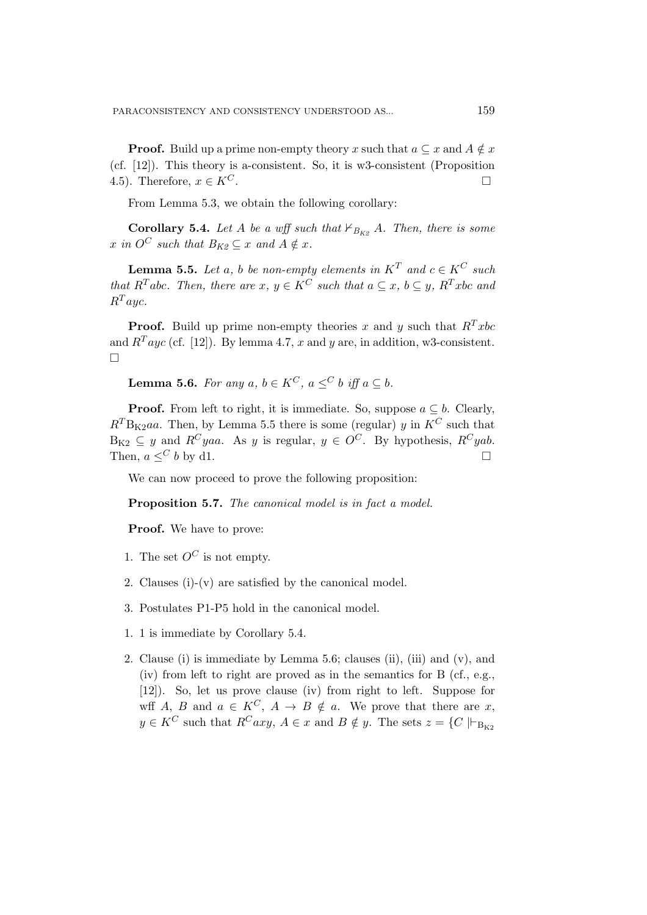**Proof.** Build up a prime non-empty theory $x$ such that $a \subseteq x$ and $A \notin x$ (cf. [12]). This theory is a-consistent. So, it is w3-consistent (Proposition 4.5). Therefore, $x \in K^C$. □

From Lemma 5.3, we obtain the following corollary:

**Corollary 5.4.** *Let $A$ be a wff such that $\nvdash_{B_{K2}} A$. Then, there is some $x$ in $O^C$ such that $B_{K2} \subseteq x$ and $A \notin x$.*

**Lemma 5.5.** *Let $a$, $b$ be non-empty elements in $K^T$ and $c \in K^C$ such that $R^T abc$. Then, there are $x$, $y \in K^C$ such that $a \subseteq x$, $b \subseteq y$, $R^T xbc$ and $R^T ayc$.*

**Proof.** Build up prime non-empty theories $x$ and $y$ such that $R^T xbc$ and $R^T ayc$ (cf. [12]). By lemma 4.7, $x$ and $y$ are, in addition, w3-consistent. □

**Lemma 5.6.** *For any $a$, $b \in K^C$, $a \leq^C b$ iff $a \subseteq b$.*

**Proof.** From left to right, it is immediate. So, suppose $a \subseteq b$. Clearly, $R^T \mathrm{B_{K2}} aa$. Then, by Lemma 5.5 there is some (regular) $y$ in $K^C$ such that $\mathrm{B_{K2}} \subseteq y$ and $R^C yaa$. As $y$ is regular, $y \in O^C$. By hypothesis, $R^C yab$. Then, $a \leq^C b$ by d1. □

We can now proceed to prove the following proposition:

**Proposition 5.7.** *The canonical model is in fact a model.*

**Proof.** We have to prove:

1. The set $O^C$ is not empty.
2. Clauses (i)-(v) are satisfied by the canonical model.
3. Postulates P1-P5 hold in the canonical model.

1. 1 is immediate by Corollary 5.4.
2. Clause (i) is immediate by Lemma 5.6; clauses (ii), (iii) and (v), and (iv) from left to right are proved as in the semantics for B (cf., e.g., [12]). So, let us prove clause (iv) from right to left. Suppose for wff $A$, $B$ and $a \in K^C$, $A \to B \notin a$. We prove that there are $x$, $y \in K^C$ such that $R^C axy$, $A \in x$ and $B \notin y$. The sets $z = \{C \mid\vdash_{\mathrm{B_{K2}}}$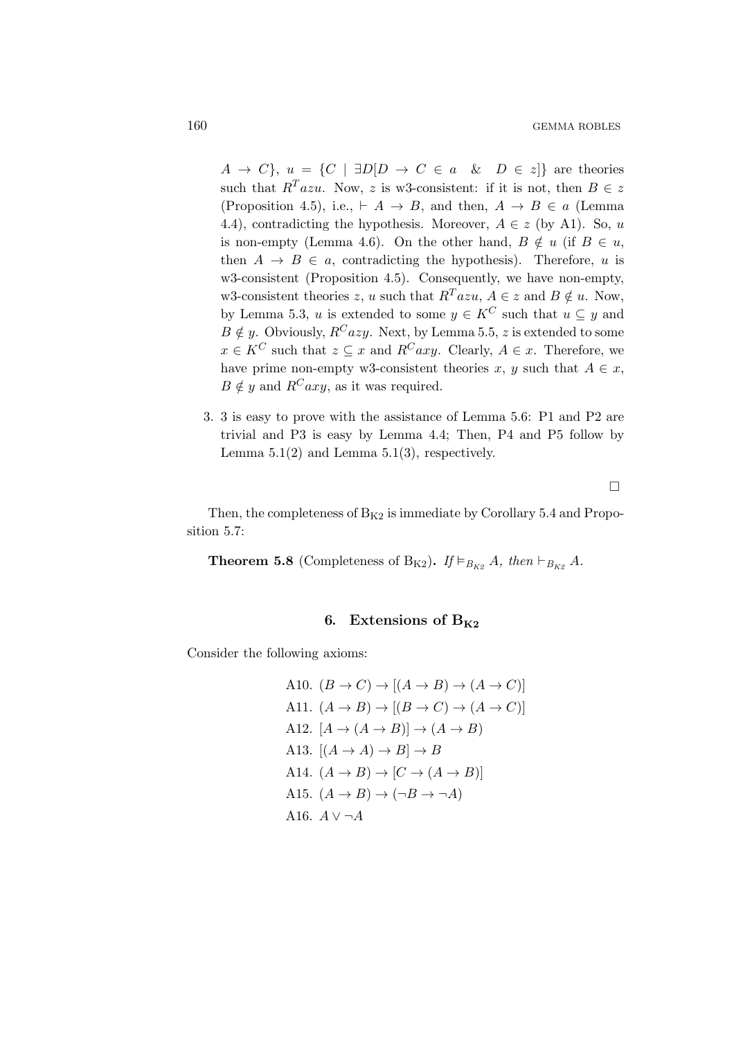$A \to C\}$, $u = \{C \mid \exists D[D \to C \in a \;\; \& \;\; D \in z]\}$ are theories such that $R^T azu$. Now, $z$ is w3-consistent: if it is not, then $B \in z$ (Proposition 4.5), i.e., $\vdash A \to B$, and then, $A \to B \in a$ (Lemma 4.4), contradicting the hypothesis. Moreover, $A \in z$ (by A1). So, $u$ is non-empty (Lemma 4.6). On the other hand, $B \notin u$ (if $B \in u$, then $A \to B \in a$, contradicting the hypothesis). Therefore, $u$ is w3-consistent (Proposition 4.5). Consequently, we have non-empty, w3-consistent theories $z$, $u$ such that $R^T azu$, $A \in z$ and $B \notin u$. Now, by Lemma 5.3, $u$ is extended to some $y \in K^C$ such that $u \subseteq y$ and $B \notin y$. Obviously, $R^C azy$. Next, by Lemma 5.5, $z$ is extended to some $x \in K^C$ such that $z \subseteq x$ and $R^C axy$. Clearly, $A \in x$. Therefore, we have prime non-empty w3-consistent theories $x$, $y$ such that $A \in x$, $B \notin y$ and $R^C axy$, as it was required.

3. 3 is easy to prove with the assistance of Lemma 5.6: P1 and P2 are trivial and P3 is easy by Lemma 4.4; Then, P4 and P5 follow by Lemma 5.1(2) and Lemma 5.1(3), respectively.

□

Then, the completeness of $B_{K2}$ is immediate by Corollary 5.4 and Proposition 5.7:

**Theorem 5.8** (Completeness of $B_{K2}$)**.** *If* $\vDash_{B_{K2}} A$*, then* $\vdash_{B_{K2}} A$.

## 6. Extensions of $B_{K2}$

Consider the following axioms:

A10. $(B \to C) \to [(A \to B) \to (A \to C)]$

A11. $(A \to B) \to [(B \to C) \to (A \to C)]$

A12. $[A \to (A \to B)] \to (A \to B)$

A13. $[(A \to A) \to B] \to B$

A14. $(A \to B) \to [C \to (A \to B)]$

A15. $(A \to B) \to (\neg B \to \neg A)$

A16. $A \vee \neg A$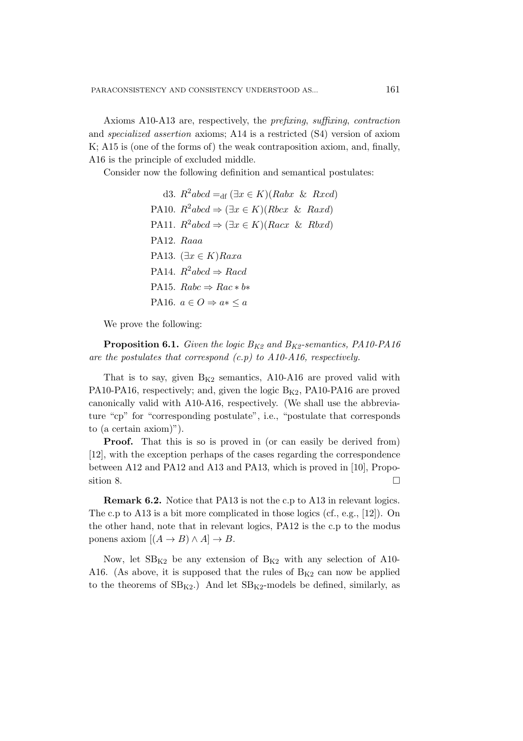Axioms A10-A13 are, respectively, the *prefixing*, *suffixing*, *contraction* and *specialized assertion* axioms; A14 is a restricted (S4) version of axiom K; A15 is (one of the forms of) the weak contraposition axiom, and, finally, A16 is the principle of excluded middle.

Consider now the following definition and semantical postulates:

$$
\begin{aligned}
&\text{d3. } R^2abcd =_{\text{df}} (\exists x \in K)(Rabx \ \& \ Rxcd)\\
&\text{PA10. } R^2abcd \Rightarrow (\exists x \in K)(Rbcx \ \& \ Raxd)\\
&\text{PA11. } R^2abcd \Rightarrow (\exists x \in K)(Racx \ \& \ Rbxd)\\
&\text{PA12. } Raaa\\
&\text{PA13. } (\exists x \in K)Raxa\\
&\text{PA14. } R^2abcd \Rightarrow Racd\\
&\text{PA15. } Rabc \Rightarrow Rac*b*\\
&\text{PA16. } a \in O \Rightarrow a* \leq a
\end{aligned}
$$

We prove the following:

**Proposition 6.1.** *Given the logic $B_{K2}$ and $B_{K2}$-semantics, PA10-PA16 are the postulates that correspond (c.p) to A10-A16, respectively.*

That is to say, given $B_{K2}$ semantics, A10-A16 are proved valid with PA10-PA16, respectively; and, given the logic $B_{K2}$, PA10-PA16 are proved canonically valid with A10-A16, respectively. (We shall use the abbreviature "cp" for "corresponding postulate", i.e., "postulate that corresponds to (a certain axiom)").

**Proof.** That this is so is proved in (or can easily be derived from) [12], with the exception perhaps of the cases regarding the correspondence between A12 and PA12 and A13 and PA13, which is proved in [10], Proposition 8. □

**Remark 6.2.** Notice that PA13 is not the c.p to A13 in relevant logics. The c.p to A13 is a bit more complicated in those logics (cf., e.g., [12]). On the other hand, note that in relevant logics, PA12 is the c.p to the modus ponens axiom $[(A \to B) \wedge A] \to B$.

Now, let $SB_{K2}$ be any extension of $B_{K2}$ with any selection of A10-A16. (As above, it is supposed that the rules of $B_{K2}$ can now be applied to the theorems of $SB_{K2}$.) And let $SB_{K2}$-models be defined, similarly, as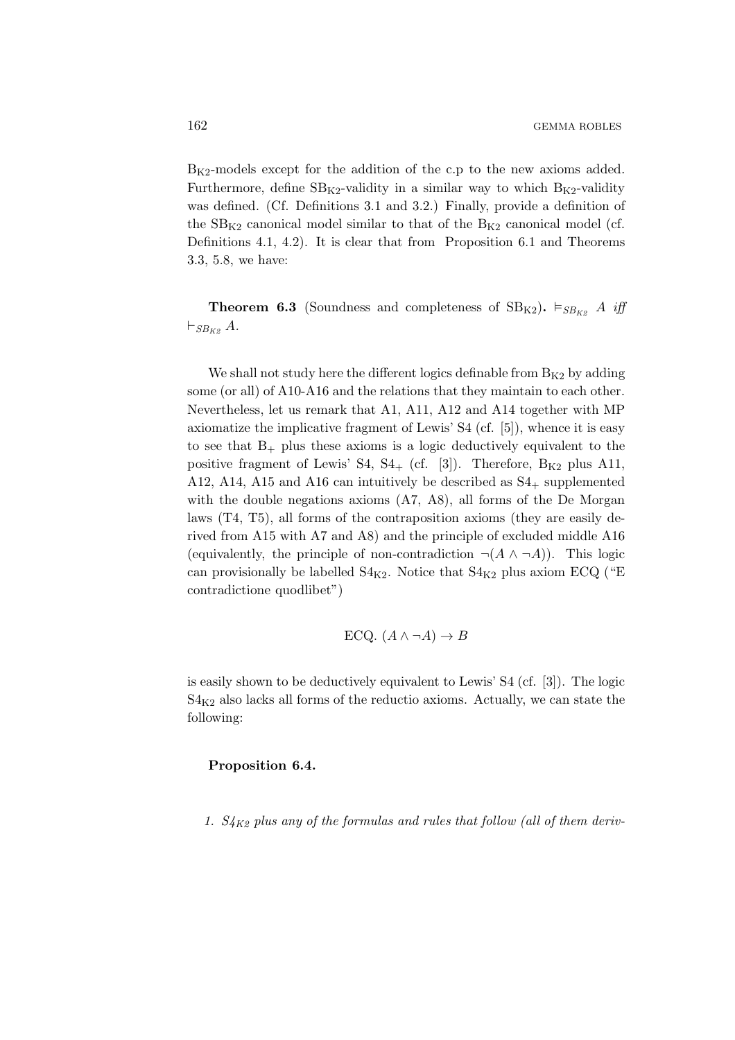$B_{K2}$-models except for the addition of the c.p to the new axioms added. Furthermore, define $SB_{K2}$-validity in a similar way to which $B_{K2}$-validity was defined. (Cf. Definitions 3.1 and 3.2.) Finally, provide a definition of the $SB_{K2}$ canonical model similar to that of the $B_{K2}$ canonical model (cf. Definitions 4.1, 4.2). It is clear that from Proposition 6.1 and Theorems 3.3, 5.8, we have:

**Theorem 6.3** (Soundness and completeness of $SB_{K2}$)**.** $\vDash_{SB_{K2}} A$ *iff* $\vdash_{SB_{K2}} A$.

We shall not study here the different logics definable from $B_{K2}$ by adding some (or all) of A10-A16 and the relations that they maintain to each other. Nevertheless, let us remark that A1, A11, A12 and A14 together with MP axiomatize the implicative fragment of Lewis' S4 (cf. [5]), whence it is easy to see that $B_+$ plus these axioms is a logic deductively equivalent to the positive fragment of Lewis' S4, $S4_+$ (cf. [3]). Therefore, $B_{K2}$ plus A11, A12, A14, A15 and A16 can intuitively be described as $S4_+$ supplemented with the double negations axioms (A7, A8), all forms of the De Morgan laws (T4, T5), all forms of the contraposition axioms (they are easily derived from A15 with A7 and A8) and the principle of excluded middle A16 (equivalently, the principle of non-contradiction $\neg(A \wedge \neg A)$). This logic can provisionally be labelled $S4_{K2}$. Notice that $S4_{K2}$ plus axiom ECQ ("E contradictione quodlibet")

$$\text{ECQ. } (A \wedge \neg A) \rightarrow B$$

is easily shown to be deductively equivalent to Lewis' S4 (cf. [3]). The logic $S4_{K2}$ also lacks all forms of the reductio axioms. Actually, we can state the following:

**Proposition 6.4.**

1. *$S4_{K2}$ plus any of the formulas and rules that follow (all of them deriv-*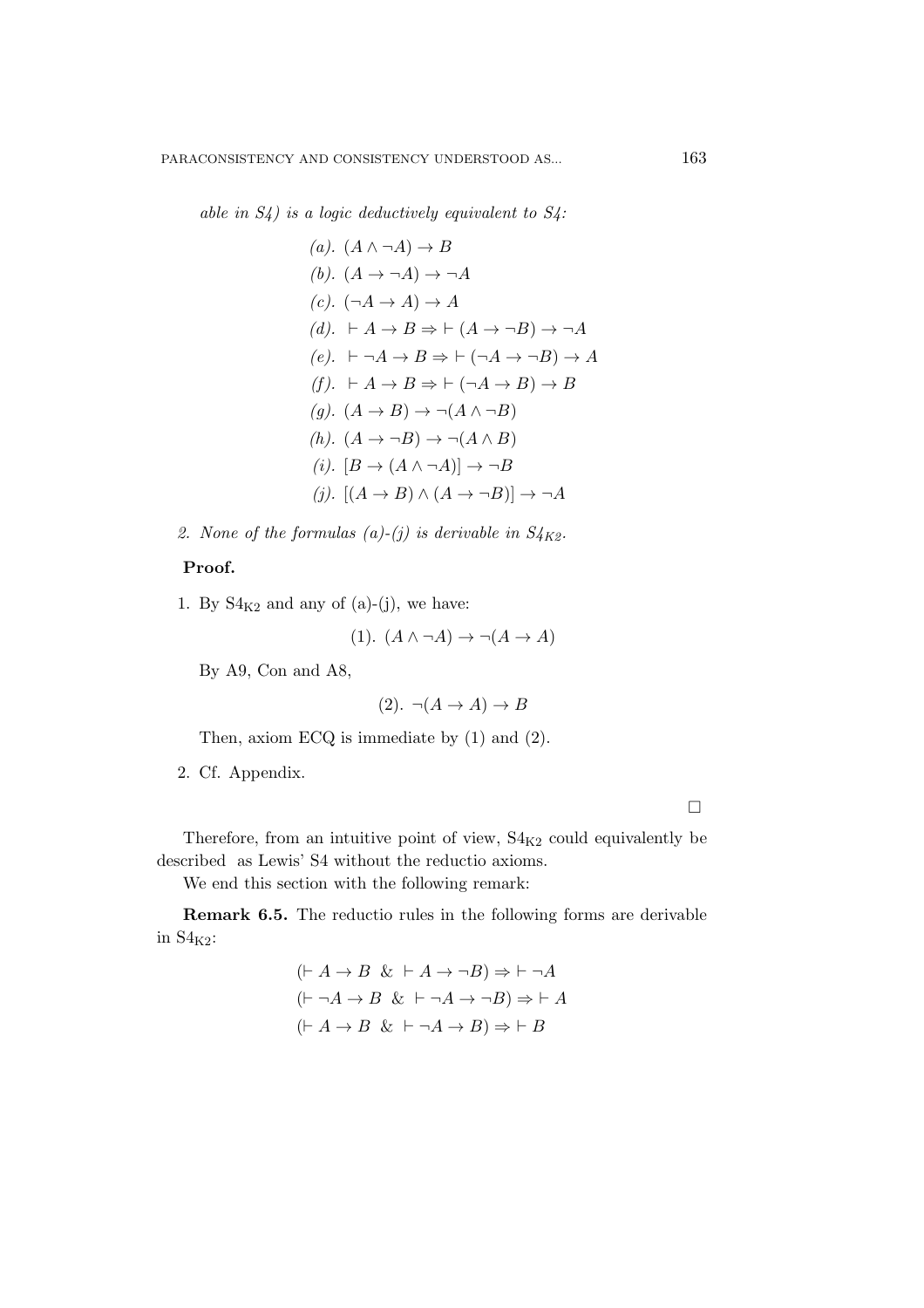*able in S4) is a logic deductively equivalent to S4:*

$$
\begin{aligned}
&(a).\ (A \wedge \neg A) \to B \\
&(b).\ (A \to \neg A) \to \neg A \\
&(c).\ (\neg A \to A) \to A \\
&(d).\ \vdash A \to B \Rightarrow \vdash (A \to \neg B) \to \neg A \\
&(e).\ \vdash \neg A \to B \Rightarrow \vdash (\neg A \to \neg B) \to A \\
&(f).\ \vdash A \to B \Rightarrow \vdash (\neg A \to B) \to B \\
&(g).\ (A \to B) \to \neg(A \wedge \neg B) \\
&(h).\ (A \to \neg B) \to \neg(A \wedge B) \\
&(i).\ [B \to (A \wedge \neg A)] \to \neg B \\
&(j).\ [(A \to B) \wedge (A \to \neg B)] \to \neg A
\end{aligned}
$$

*2. None of the formulas (a)-(j) is derivable in $S4_{K2}$.*

**Proof.**

1. By $\mathrm{S4_{K2}}$ and any of (a)-(j), we have:

$$(1).\ (A \wedge \neg A) \to \neg(A \to A)$$

By A9, Con and A8,

$$(2).\ \neg(A \to A) \to B$$

Then, axiom ECQ is immediate by (1) and (2).

2. Cf. Appendix.

□

Therefore, from an intuitive point of view, $\mathrm{S4_{K2}}$ could equivalently be described as Lewis' S4 without the reductio axioms.

We end this section with the following remark:

**Remark 6.5.** The reductio rules in the following forms are derivable in $\mathrm{S4_{K2}}$:

$$
\begin{aligned}
&(\vdash A \to B\ \ \&\ \vdash A \to \neg B) \Rightarrow \vdash \neg A \\
&(\vdash \neg A \to B\ \ \&\ \vdash \neg A \to \neg B) \Rightarrow \vdash A \\
&(\vdash A \to B\ \ \&\ \vdash \neg A \to B) \Rightarrow \vdash B
\end{aligned}
$$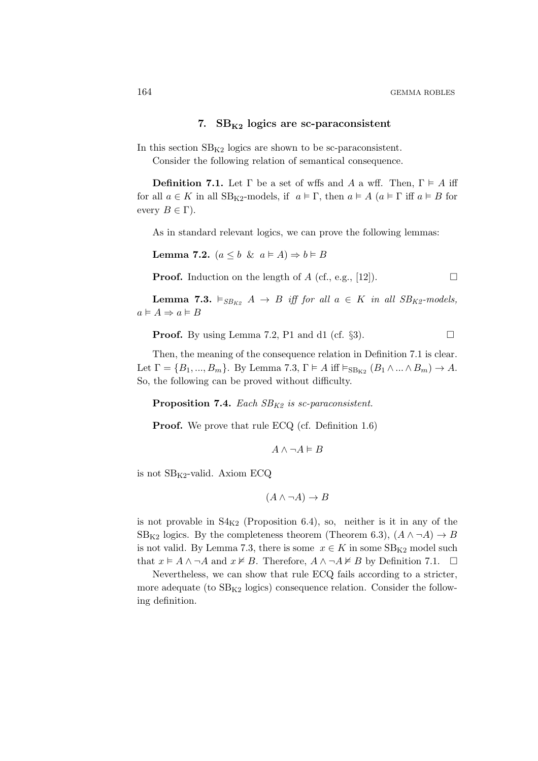## 7. $\mathbf{SB_{K2}}$ logics are sc-paraconsistent

In this section $\mathrm{SB_{K2}}$ logics are shown to be sc-paraconsistent.

Consider the following relation of semantical consequence.

**Definition 7.1.** Let $\Gamma$ be a set of wffs and $A$ a wff. Then, $\Gamma \vDash A$ iff for all $a \in K$ in all $\mathrm{SB_{K2}}$-models, if $a \vDash \Gamma$, then $a \vDash A$ ($a \vDash \Gamma$ iff $a \vDash B$ for every $B \in \Gamma$).

As in standard relevant logics, we can prove the following lemmas:

**Lemma 7.2.** $(a \leq b \ \& \ a \vDash A) \Rightarrow b \vDash B$

**Proof.** Induction on the length of $A$ (cf., e.g., [12]). $\square$

**Lemma 7.3.** *$\vDash_{SB_{K2}} A \rightarrow B$ iff for all $a \in K$ in all $SB_{K2}$-models, $a \vDash A \Rightarrow a \vDash B$*

**Proof.** By using Lemma 7.2, P1 and d1 (cf. §3). $\square$

Then, the meaning of the consequence relation in Definition 7.1 is clear. Let $\Gamma = \{B_1, ..., B_m\}$. By Lemma 7.3, $\Gamma \vDash A$ iff $\vDash_{\mathrm{SB_{K2}}} (B_1 \wedge ... \wedge B_m) \rightarrow A$. So, the following can be proved without difficulty.

**Proposition 7.4.** *Each $SB_{K2}$ is sc-paraconsistent.*

**Proof.** We prove that rule ECQ (cf. Definition 1.6)

$$A \wedge \neg A \vDash B$$

is not $\mathrm{SB_{K2}}$-valid. Axiom ECQ

$$(A \wedge \neg A) \rightarrow B$$

is not provable in $\mathrm{S4_{K2}}$ (Proposition 6.4), so, neither is it in any of the $\mathrm{SB_{K2}}$ logics. By the completeness theorem (Theorem 6.3), $(A \wedge \neg A) \rightarrow B$ is not valid. By Lemma 7.3, there is some $x \in K$ in some $\mathrm{SB_{K2}}$ model such that $x \vDash A \wedge \neg A$ and $x \nvDash B$. Therefore, $A \wedge \neg A \nvDash B$ by Definition 7.1. $\square$

Nevertheless, we can show that rule ECQ fails according to a stricter, more adequate (to $\mathrm{SB_{K2}}$ logics) consequence relation. Consider the following definition.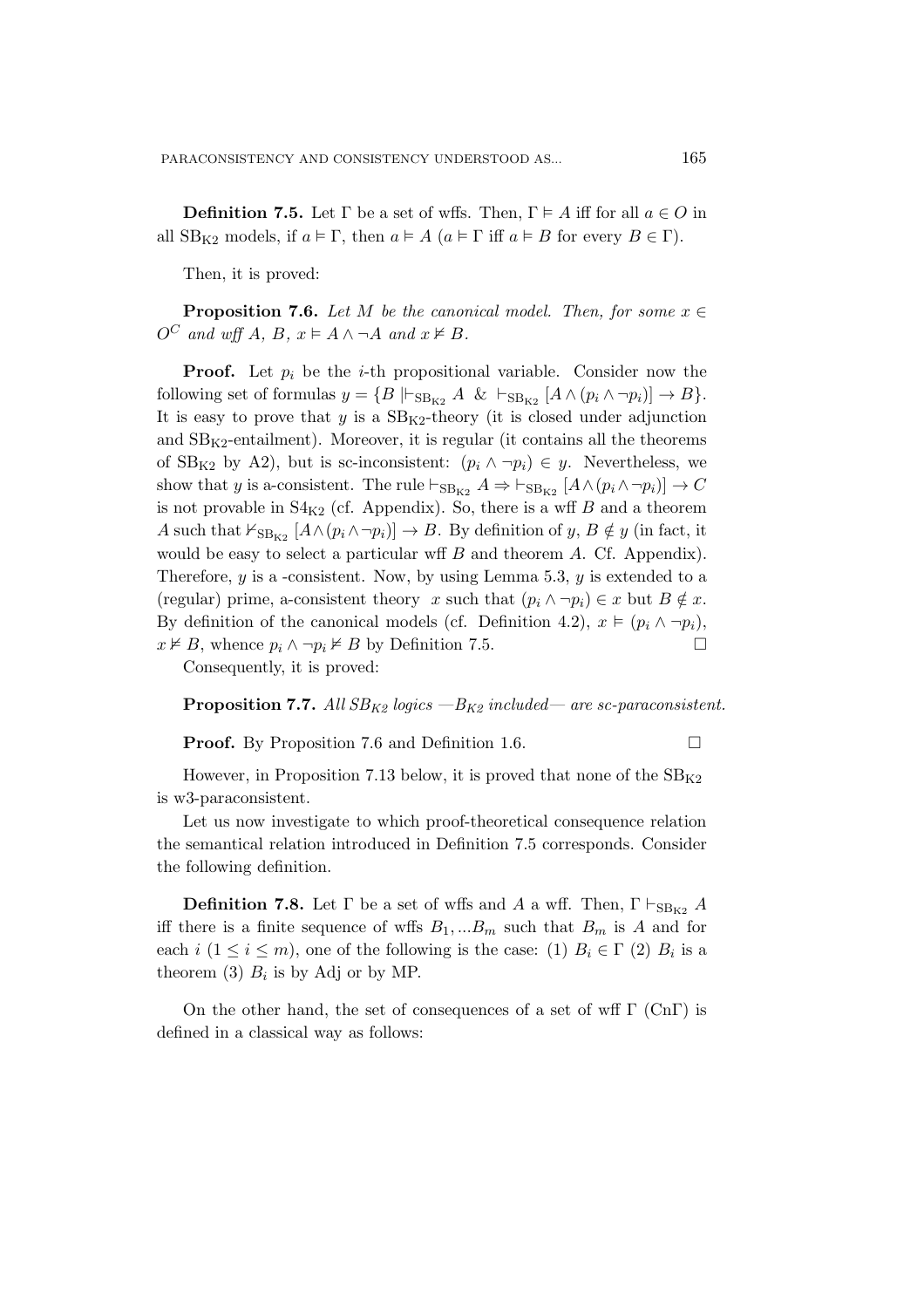**Definition 7.5.** Let $\Gamma$ be a set of wffs. Then, $\Gamma \vDash A$ iff for all $a \in O$ in all $\mathrm{SB_{K2}}$ models, if $a \vDash \Gamma$, then $a \vDash A$ ($a \vDash \Gamma$ iff $a \vDash B$ for every $B \in \Gamma$).

Then, it is proved:

**Proposition 7.6.** *Let $M$ be the canonical model. Then, for some $x \in O^C$ and wff $A$, $B$, $x \vDash A \wedge \neg A$ and $x \nvDash B$.*

**Proof.** Let $p_i$ be the $i$-th propositional variable. Consider now the following set of formulas $y = \{B \mid \vdash_{\mathrm{SB_{K2}}} A \ \& \ \vdash_{\mathrm{SB_{K2}}} [A \wedge (p_i \wedge \neg p_i)] \rightarrow B\}$. It is easy to prove that $y$ is a $\mathrm{SB_{K2}}$-theory (it is closed under adjunction and $\mathrm{SB_{K2}}$-entailment). Moreover, it is regular (it contains all the theorems of $\mathrm{SB_{K2}}$ by A2), but is sc-inconsistent: $(p_i \wedge \neg p_i) \in y$. Nevertheless, we show that $y$ is a-consistent. The rule $\vdash_{\mathrm{SB_{K2}}} A \Rightarrow \vdash_{\mathrm{SB_{K2}}} [A \wedge (p_i \wedge \neg p_i)] \rightarrow C$ is not provable in $\mathrm{S4_{K2}}$ (cf. Appendix). So, there is a wff $B$ and a theorem $A$ such that $\nvdash_{\mathrm{SB_{K2}}} [A \wedge (p_i \wedge \neg p_i)] \rightarrow B$. By definition of $y$, $B \notin y$ (in fact, it would be easy to select a particular wff $B$ and theorem $A$. Cf. Appendix). Therefore, $y$ is a -consistent. Now, by using Lemma 5.3, $y$ is extended to a (regular) prime, a-consistent theory $x$ such that $(p_i \wedge \neg p_i) \in x$ but $B \notin x$. By definition of the canonical models (cf. Definition 4.2), $x \vDash (p_i \wedge \neg p_i)$, $x \nvDash B$, whence $p_i \wedge \neg p_i \nvDash B$ by Definition 7.5. $\square$

Consequently, it is proved:

**Proposition 7.7.** *All $SB_{K2}$ logics —$B_{K2}$ included— are sc-paraconsistent.*

**Proof.** By Proposition 7.6 and Definition 1.6. $\square$

However, in Proposition 7.13 below, it is proved that none of the $\mathrm{SB_{K2}}$ is w3-paraconsistent.

Let us now investigate to which proof-theoretical consequence relation the semantical relation introduced in Definition 7.5 corresponds. Consider the following definition.

**Definition 7.8.** Let $\Gamma$ be a set of wffs and $A$ a wff. Then, $\Gamma \vdash_{\mathrm{SB_{K2}}} A$ iff there is a finite sequence of wffs $B_1, ...B_m$ such that $B_m$ is $A$ and for each $i$ ($1 \leq i \leq m$), one of the following is the case: (1) $B_i \in \Gamma$ (2) $B_i$ is a theorem (3) $B_i$ is by Adj or by MP.

On the other hand, the set of consequences of a set of wff $\Gamma$ ($\mathrm{Cn}\Gamma$) is defined in a classical way as follows: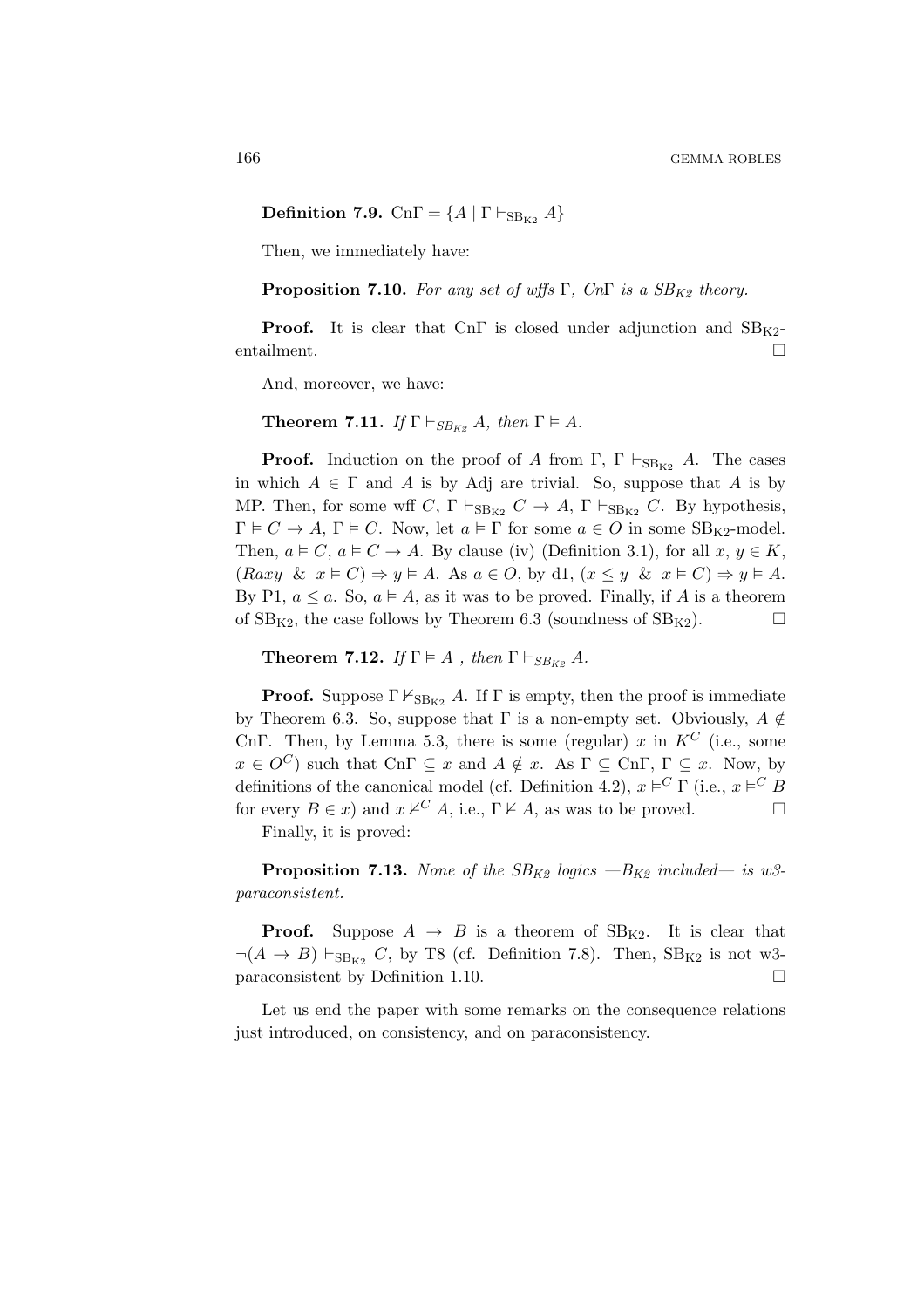**Definition 7.9.** $\mathrm{Cn}\Gamma = \{A \mid \Gamma \vdash_{\mathrm{SB_{K2}}} A\}$

Then, we immediately have:

**Proposition 7.10.** *For any set of wffs* $\Gamma$, *Cn*$\Gamma$ *is a* $SB_{K2}$ *theory.*

**Proof.** It is clear that $\mathrm{Cn}\Gamma$ is closed under adjunction and $\mathrm{SB_{K2}}$-entailment. □

And, moreover, we have:

**Theorem 7.11.** *If* $\Gamma \vdash_{SB_{K2}} A$, *then* $\Gamma \vDash A$.

**Proof.** Induction on the proof of $A$ from $\Gamma$, $\Gamma \vdash_{\mathrm{SB_{K2}}} A$. The cases in which $A \in \Gamma$ and $A$ is by Adj are trivial. So, suppose that $A$ is by MP. Then, for some wff $C$, $\Gamma \vdash_{\mathrm{SB_{K2}}} C \to A$, $\Gamma \vdash_{\mathrm{SB_{K2}}} C$. By hypothesis, $\Gamma \vDash C \to A$, $\Gamma \vDash C$. Now, let $a \vDash \Gamma$ for some $a \in O$ in some $\mathrm{SB_{K2}}$-model. Then, $a \vDash C$, $a \vDash C \to A$. By clause (iv) (Definition 3.1), for all $x, y \in K$, $(Raxy \ \ \& \ \ x \vDash C) \Rightarrow y \vDash A$. As $a \in O$, by d1, $(x \leq y \ \ \& \ \ x \vDash C) \Rightarrow y \vDash A$. By P1, $a \leq a$. So, $a \vDash A$, as it was to be proved. Finally, if $A$ is a theorem of $\mathrm{SB_{K2}}$, the case follows by Theorem 6.3 (soundness of $\mathrm{SB_{K2}}$). □

**Theorem 7.12.** *If* $\Gamma \vDash A$ , *then* $\Gamma \vdash_{SB_{K2}} A$.

**Proof.** Suppose $\Gamma \nvdash_{\mathrm{SB_{K2}}} A$. If $\Gamma$ is empty, then the proof is immediate by Theorem 6.3. So, suppose that $\Gamma$ is a non-empty set. Obviously, $A \notin \mathrm{Cn}\Gamma$. Then, by Lemma 5.3, there is some (regular) $x$ in $K^C$ (i.e., some $x \in O^C$) such that $\mathrm{Cn}\Gamma \subseteq x$ and $A \notin x$. As $\Gamma \subseteq \mathrm{Cn}\Gamma$, $\Gamma \subseteq x$. Now, by definitions of the canonical model (cf. Definition 4.2), $x \vDash^C \Gamma$ (i.e., $x \vDash^C B$ for every $B \in x$) and $x \nvDash^C A$, i.e., $\Gamma \nvDash A$, as was to be proved. □

Finally, it is proved:

**Proposition 7.13.** *None of the* $SB_{K2}$ *logics —*$B_{K2}$ *included— is w3-paraconsistent.*

**Proof.** Suppose $A \to B$ is a theorem of $\mathrm{SB_{K2}}$. It is clear that $\neg(A \to B) \vdash_{\mathrm{SB_{K2}}} C$, by T8 (cf. Definition 7.8). Then, $\mathrm{SB_{K2}}$ is not w3-paraconsistent by Definition 1.10. □

Let us end the paper with some remarks on the consequence relations just introduced, on consistency, and on paraconsistency.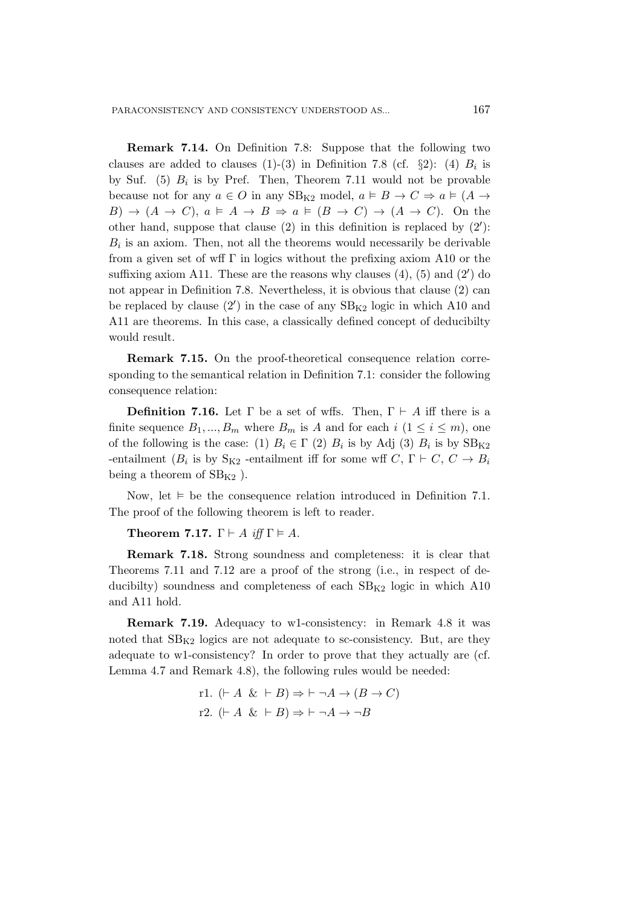**Remark 7.14.** On Definition 7.8: Suppose that the following two clauses are added to clauses (1)-(3) in Definition 7.8 (cf. §2): (4) $B_i$ is by Suf. (5) $B_i$ is by Pref. Then, Theorem 7.11 would not be provable because not for any $a \in O$ in any $\mathrm{SB_{K2}}$ model, $a \vDash B \to C \Rightarrow a \vDash (A \to B) \to (A \to C)$, $a \vDash A \to B \Rightarrow a \vDash (B \to C) \to (A \to C)$. On the other hand, suppose that clause (2) in this definition is replaced by (2′): $B_i$ is an axiom. Then, not all the theorems would necessarily be derivable from a given set of wff $\Gamma$ in logics without the prefixing axiom A10 or the suffixing axiom A11. These are the reasons why clauses (4), (5) and (2′) do not appear in Definition 7.8. Nevertheless, it is obvious that clause (2) can be replaced by clause (2′) in the case of any $\mathrm{SB_{K2}}$ logic in which A10 and A11 are theorems. In this case, a classically defined concept of deducibilty would result.

**Remark 7.15.** On the proof-theoretical consequence relation corresponding to the semantical relation in Definition 7.1: consider the following consequence relation:

**Definition 7.16.** Let $\Gamma$ be a set of wffs. Then, $\Gamma \vdash A$ iff there is a finite sequence $B_1, ..., B_m$ where $B_m$ is $A$ and for each $i$ $(1 \leq i \leq m)$, one of the following is the case: (1) $B_i \in \Gamma$ (2) $B_i$ is by Adj (3) $B_i$ is by $\mathrm{SB_{K2}}$ -entailment ($B_i$ is by $\mathrm{S_{K2}}$ -entailment iff for some wff $C$, $\Gamma \vdash C$, $C \to B_i$ being a theorem of $\mathrm{SB_{K2}}$ ).

Now, let $\vDash$ be the consequence relation introduced in Definition 7.1. The proof of the following theorem is left to reader.

**Theorem 7.17.** *$\Gamma \vdash A$ iff $\Gamma \vDash A$.*

**Remark 7.18.** Strong soundness and completeness: it is clear that Theorems 7.11 and 7.12 are a proof of the strong (i.e., in respect of deducibilty) soundness and completeness of each $\mathrm{SB_{K2}}$ logic in which A10 and A11 hold.

**Remark 7.19.** Adequacy to w1-consistency: in Remark 4.8 it was noted that $\mathrm{SB_{K2}}$ logics are not adequate to sc-consistency. But, are they adequate to w1-consistency? In order to prove that they actually are (cf. Lemma 4.7 and Remark 4.8), the following rules would be needed:

$$\text{r1. } (\vdash A \ \ \& \ \vdash B) \Rightarrow \vdash \neg A \to (B \to C)$$

$$\text{r2. } (\vdash A \ \ \& \ \vdash B) \Rightarrow \vdash \neg A \to \neg B$$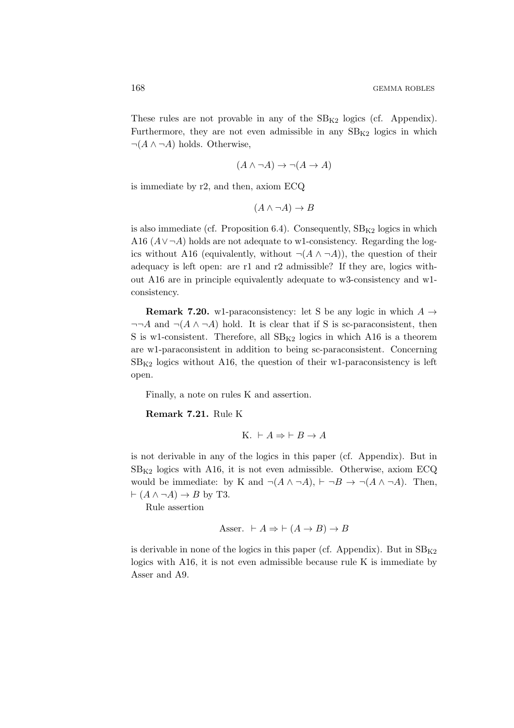These rules are not provable in any of the $\mathrm{SB_{K2}}$ logics (cf. Appendix). Furthermore, they are not even admissible in any $\mathrm{SB_{K2}}$ logics in which $\neg(A \wedge \neg A)$ holds. Otherwise,

$$(A \wedge \neg A) \to \neg(A \to A)$$

is immediate by r2, and then, axiom ECQ

$$(A \wedge \neg A) \to B$$

is also immediate (cf. Proposition 6.4). Consequently, $\mathrm{SB_{K2}}$ logics in which A16 ($A \vee \neg A$) holds are not adequate to w1-consistency. Regarding the logics without A16 (equivalently, without $\neg(A \wedge \neg A)$), the question of their adequacy is left open: are r1 and r2 admissible? If they are, logics without A16 are in principle equivalently adequate to w3-consistency and w1-consistency.

**Remark 7.20.** w1-paraconsistency: let S be any logic in which $A \to \neg\neg A$ and $\neg(A \wedge \neg A)$ hold. It is clear that if S is sc-paraconsistent, then S is w1-consistent. Therefore, all $\mathrm{SB_{K2}}$ logics in which A16 is a theorem are w1-paraconsistent in addition to being sc-paraconsistent. Concerning $\mathrm{SB_{K2}}$ logics without A16, the question of their w1-paraconsistency is left open.

Finally, a note on rules K and assertion.

**Remark 7.21.** Rule K

$$\text{K. } \vdash A \Rightarrow \vdash B \to A$$

is not derivable in any of the logics in this paper (cf. Appendix). But in $\mathrm{SB_{K2}}$ logics with A16, it is not even admissible. Otherwise, axiom ECQ would be immediate: by K and $\neg(A \wedge \neg A)$, $\vdash \neg B \to \neg(A \wedge \neg A)$. Then, $\vdash (A \wedge \neg A) \to B$ by T3.

Rule assertion

$$\text{Asser. } \vdash A \Rightarrow \vdash (A \to B) \to B$$

is derivable in none of the logics in this paper (cf. Appendix). But in $\mathrm{SB_{K2}}$ logics with A16, it is not even admissible because rule K is immediate by Asser and A9.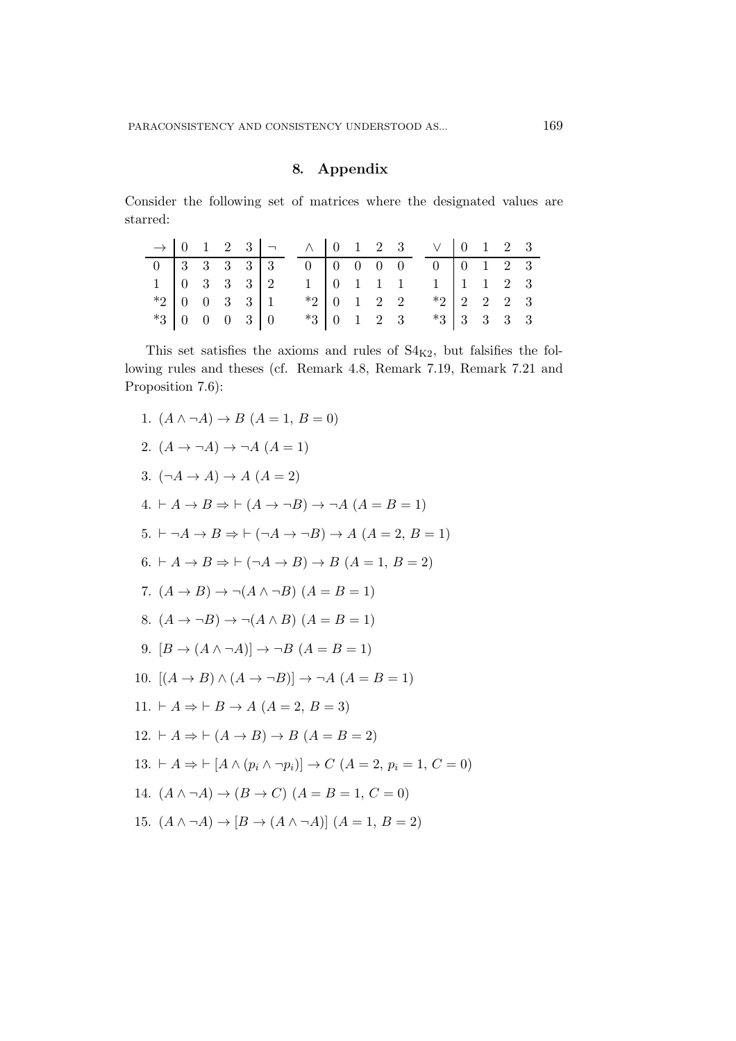## 8. Appendix

Consider the following set of matrices where the designated values are starred:

| $\to$ | 0 | 1 | 2 | 3 | $\neg$ |
|---|---|---|---|---|---|
| 0 | 3 | 3 | 3 | 3 | 3 |
| 1 | 0 | 3 | 3 | 3 | 2 |
| *2 | 0 | 0 | 3 | 3 | 1 |
| *3 | 0 | 0 | 0 | 3 | 0 |

| $\wedge$ | 0 | 1 | 2 | 3 |
|---|---|---|---|---|
| 0 | 0 | 0 | 0 | 0 |
| 1 | 0 | 1 | 1 | 1 |
| *2 | 0 | 1 | 2 | 2 |
| *3 | 0 | 1 | 2 | 3 |

| $\vee$ | 0 | 1 | 2 | 3 |
|---|---|---|---|---|
| 0 | 0 | 1 | 2 | 3 |
| 1 | 1 | 1 | 2 | 3 |
| *2 | 2 | 2 | 2 | 3 |
| *3 | 3 | 3 | 3 | 3 |

This set satisfies the axioms and rules of $S4_{K2}$, but falsifies the following rules and theses (cf. Remark 4.8, Remark 7.19, Remark 7.21 and Proposition 7.6):

1. $(A \wedge \neg A) \to B$ $(A = 1,\ B = 0)$
2. $(A \to \neg A) \to \neg A$ $(A = 1)$
3. $(\neg A \to A) \to A$ $(A = 2)$
4. $\vdash A \to B \Rightarrow \vdash (A \to \neg B) \to \neg A$ $(A = B = 1)$
5. $\vdash \neg A \to B \Rightarrow \vdash (\neg A \to \neg B) \to A$ $(A = 2,\ B = 1)$
6. $\vdash A \to B \Rightarrow \vdash (\neg A \to B) \to B$ $(A = 1,\ B = 2)$
7. $(A \to B) \to \neg(A \wedge \neg B)$ $(A = B = 1)$
8. $(A \to \neg B) \to \neg(A \wedge B)$ $(A = B = 1)$
9. $[B \to (A \wedge \neg A)] \to \neg B$ $(A = B = 1)$
10. $[(A \to B) \wedge (A \to \neg B)] \to \neg A$ $(A = B = 1)$
11. $\vdash A \Rightarrow \vdash B \to A$ $(A = 2,\ B = 3)$
12. $\vdash A \Rightarrow \vdash (A \to B) \to B$ $(A = B = 2)$
13. $\vdash A \Rightarrow \vdash [A \wedge (p_i \wedge \neg p_i)] \to C$ $(A = 2,\ p_i = 1,\ C = 0)$
14. $(A \wedge \neg A) \to (B \to C)$ $(A = B = 1,\ C = 0)$
15. $(A \wedge \neg A) \to [B \to (A \wedge \neg A)]$ $(A = 1,\ B = 2)$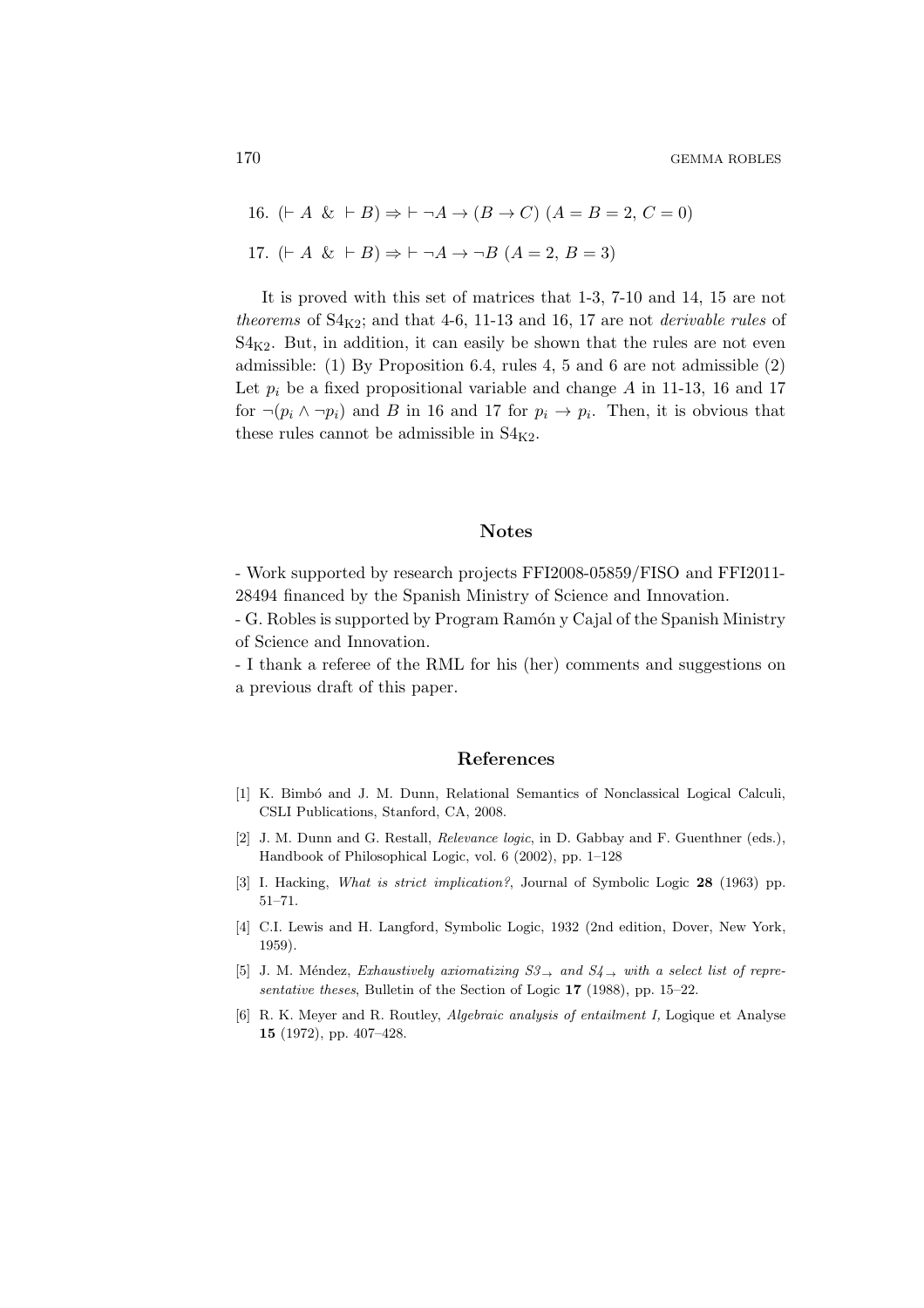16. $(\vdash A \ \& \ \vdash B) \Rightarrow \vdash \neg A \to (B \to C)$ $(A = B = 2, C = 0)$

17. $(\vdash A \ \& \ \vdash B) \Rightarrow \vdash \neg A \to \neg B$ $(A = 2, B = 3)$

It is proved with this set of matrices that 1-3, 7-10 and 14, 15 are not *theorems* of $S4_{K2}$; and that 4-6, 11-13 and 16, 17 are not *derivable rules* of $S4_{K2}$. But, in addition, it can easily be shown that the rules are not even admissible: (1) By Proposition 6.4, rules 4, 5 and 6 are not admissible (2) Let $p_i$ be a fixed propositional variable and change $A$ in 11-13, 16 and 17 for $\neg(p_i \wedge \neg p_i)$ and $B$ in 16 and 17 for $p_i \to p_i$. Then, it is obvious that these rules cannot be admissible in $S4_{K2}$.

## Notes

- Work supported by research projects FFI2008-05859/FISO and FFI2011-28494 financed by the Spanish Ministry of Science and Innovation.
- G. Robles is supported by Program Ramón y Cajal of the Spanish Ministry of Science and Innovation.
- I thank a referee of the RML for his (her) comments and suggestions on a previous draft of this paper.

## References

[1] K. Bimbó and J. M. Dunn, Relational Semantics of Nonclassical Logical Calculi, CSLI Publications, Stanford, CA, 2008.

[2] J. M. Dunn and G. Restall, *Relevance logic*, in D. Gabbay and F. Guenthner (eds.), Handbook of Philosophical Logic, vol. 6 (2002), pp. 1–128

[3] I. Hacking, *What is strict implication?*, Journal of Symbolic Logic **28** (1963) pp. 51–71.

[4] C.I. Lewis and H. Langford, Symbolic Logic, 1932 (2nd edition, Dover, New York, 1959).

[5] J. M. Méndez, *Exhaustively axiomatizing $S3_{\to}$ and $S4_{\to}$ with a select list of representative theses*, Bulletin of the Section of Logic **17** (1988), pp. 15–22.

[6] R. K. Meyer and R. Routley, *Algebraic analysis of entailment I,* Logique et Analyse **15** (1972), pp. 407–428.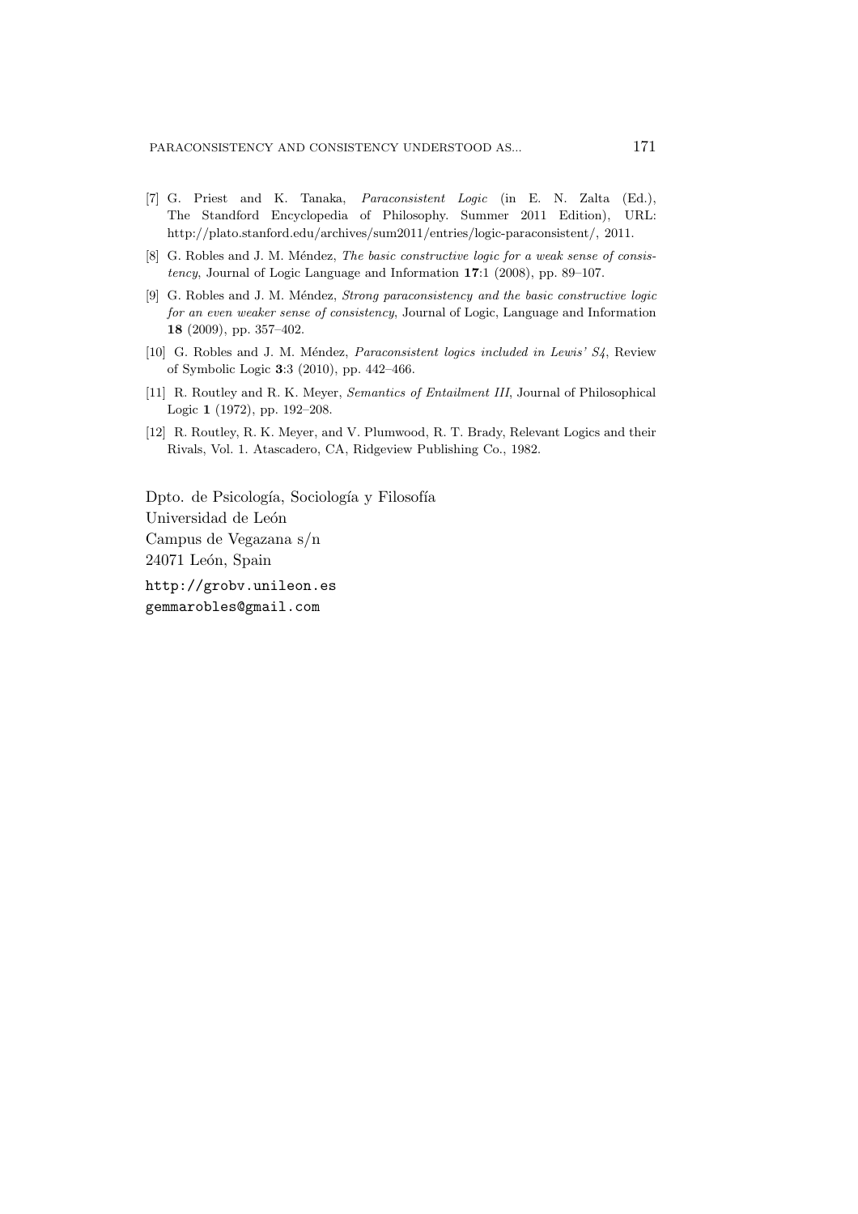[7] G. Priest and K. Tanaka, *Paraconsistent Logic* (in E. N. Zalta (Ed.), The Standford Encyclopedia of Philosophy. Summer 2011 Edition), URL: http://plato.stanford.edu/archives/sum2011/entries/logic-paraconsistent/, 2011.

[8] G. Robles and J. M. Méndez, *The basic constructive logic for a weak sense of consistency*, Journal of Logic Language and Information **17**:1 (2008), pp. 89–107.

[9] G. Robles and J. M. Méndez, *Strong paraconsistency and the basic constructive logic for an even weaker sense of consistency*, Journal of Logic, Language and Information **18** (2009), pp. 357–402.

[10] G. Robles and J. M. Méndez, *Paraconsistent logics included in Lewis' S4*, Review of Symbolic Logic **3**:3 (2010), pp. 442–466.

[11] R. Routley and R. K. Meyer, *Semantics of Entailment III*, Journal of Philosophical Logic **1** (1972), pp. 192–208.

[12] R. Routley, R. K. Meyer, and V. Plumwood, R. T. Brady, Relevant Logics and their Rivals, Vol. 1. Atascadero, CA, Ridgeview Publishing Co., 1982.

Dpto. de Psicología, Sociología y Filosofía
Universidad de León
Campus de Vegazana s/n
24071 León, Spain

http://grobv.unileon.es
gemmarobles@gmail.com